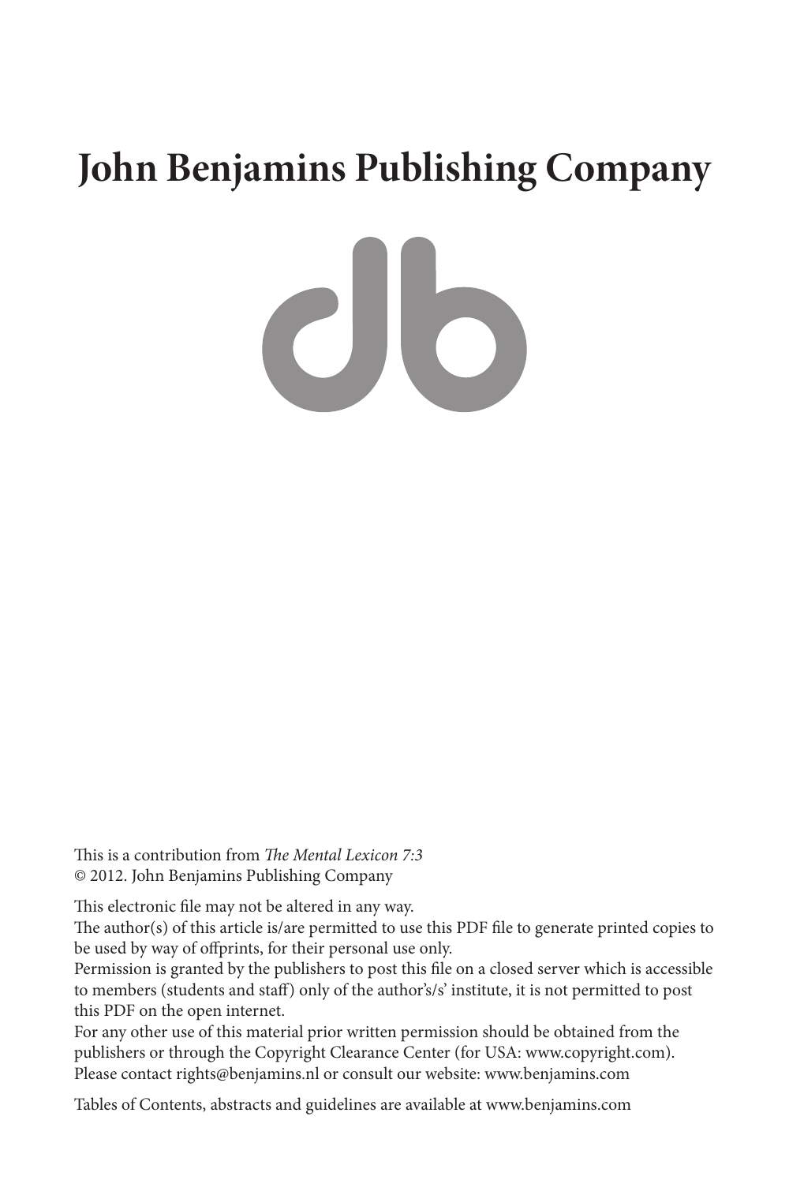# John Benjamins Publishing Company

This is a contribution from *The Mental Lexicon 7:3*
© 2012. John Benjamins Publishing Company

This electronic file may not be altered in any way.
The author(s) of this article is/are permitted to use this PDF file to generate printed copies to be used by way of offprints, for their personal use only.
Permission is granted by the publishers to post this file on a closed server which is accessible to members (students and staff) only of the author's/s' institute, it is not permitted to post this PDF on the open internet.
For any other use of this material prior written permission should be obtained from the publishers or through the Copyright Clearance Center (for USA: www.copyright.com). Please contact rights@benjamins.nl or consult our website: www.benjamins.com

Tables of Contents, abstracts and guidelines are available at www.benjamins.com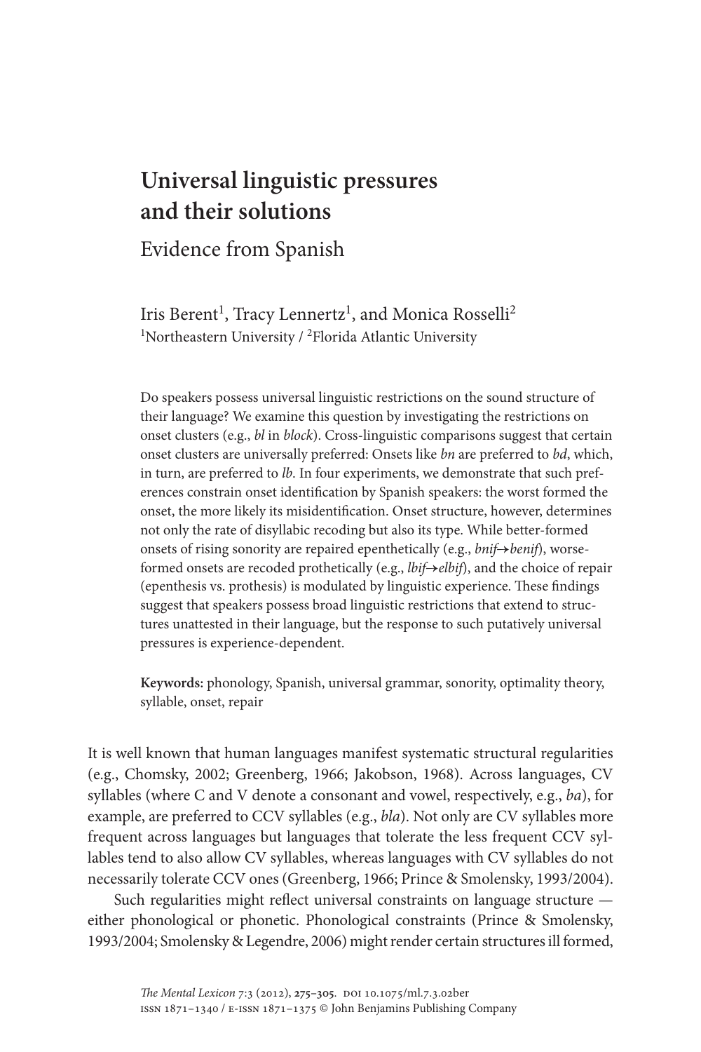# Universal linguistic pressures and their solutions

## Evidence from Spanish

Iris Berent[1], Tracy Lennertz[1], and Monica Rosselli[2]
[1]Northeastern University / [2]Florida Atlantic University

Do speakers possess universal linguistic restrictions on the sound structure of their language? We examine this question by investigating the restrictions on onset clusters (e.g., *bl* in *block*). Cross-linguistic comparisons suggest that certain onset clusters are universally preferred: Onsets like *bn* are preferred to *bd*, which, in turn, are preferred to *lb*. In four experiments, we demonstrate that such preferences constrain onset identification by Spanish speakers: the worst formed the onset, the more likely its misidentification. Onset structure, however, determines not only the rate of disyllabic recoding but also its type. While better-formed onsets of rising sonority are repaired epenthetically (e.g., *bnif*→*benif*), worse-formed onsets are recoded prothetically (e.g., *lbif*→*elbif*), and the choice of repair (epenthesis vs. prothesis) is modulated by linguistic experience. These findings suggest that speakers possess broad linguistic restrictions that extend to structures unattested in their language, but the response to such putatively universal pressures is experience-dependent.

**Keywords:** phonology, Spanish, universal grammar, sonority, optimality theory, syllable, onset, repair

It is well known that human languages manifest systematic structural regularities (e.g., Chomsky, 2002; Greenberg, 1966; Jakobson, 1968). Across languages, CV syllables (where C and V denote a consonant and vowel, respectively, e.g., *ba*), for example, are preferred to CCV syllables (e.g., *bla*). Not only are CV syllables more frequent across languages but languages that tolerate the less frequent CCV syllables tend to also allow CV syllables, whereas languages with CV syllables do not necessarily tolerate CCV ones (Greenberg, 1966; Prince & Smolensky, 1993/2004).

Such regularities might reflect universal constraints on language structure — either phonological or phonetic. Phonological constraints (Prince & Smolensky, 1993/2004; Smolensky & Legendre, 2006) might render certain structures ill formed,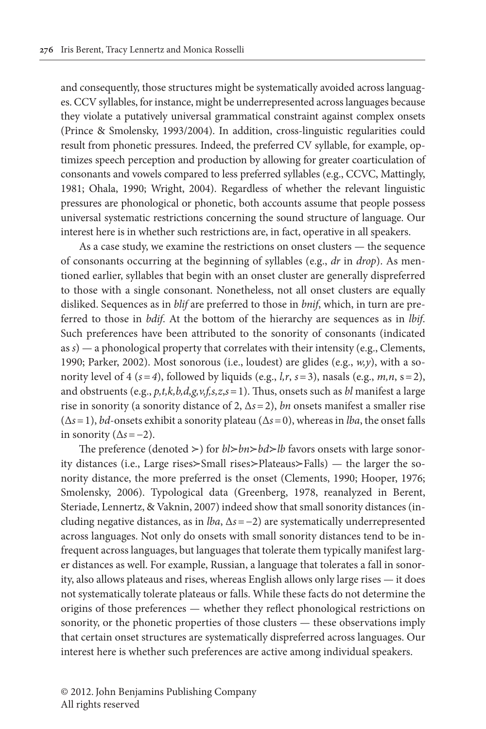and consequently, those structures might be systematically avoided across languages. CCV syllables, for instance, might be underrepresented across languages because they violate a putatively universal grammatical constraint against complex onsets (Prince & Smolensky, 1993/2004). In addition, cross-linguistic regularities could result from phonetic pressures. Indeed, the preferred CV syllable, for example, optimizes speech perception and production by allowing for greater coarticulation of consonants and vowels compared to less preferred syllables (e.g., CCVC, Mattingly, 1981; Ohala, 1990; Wright, 2004). Regardless of whether the relevant linguistic pressures are phonological or phonetic, both accounts assume that people possess universal systematic restrictions concerning the sound structure of language. Our interest here is in whether such restrictions are, in fact, operative in all speakers.

As a case study, we examine the restrictions on onset clusters — the sequence of consonants occurring at the beginning of syllables (e.g., *dr* in *drop*). As mentioned earlier, syllables that begin with an onset cluster are generally dispreferred to those with a single consonant. Nonetheless, not all onset clusters are equally disliked. Sequences as in *blif* are preferred to those in *bnif*, which, in turn are preferred to those in *bdif*. At the bottom of the hierarchy are sequences as in *lbif*. Such preferences have been attributed to the sonority of consonants (indicated as *s*) — a phonological property that correlates with their intensity (e.g., Clements, 1990; Parker, 2002). Most sonorous (i.e., loudest) are glides (e.g., *w,y*), with a sonority level of 4 ($s=4$), followed by liquids (e.g., *l,r*, $s=3$), nasals (e.g., *m,n*, $s=2$), and obstruents (e.g., *p,t,k,b,d,g,v,f,s,z*, $s=1$). Thus, onsets such as *bl* manifest a large rise in sonority (a sonority distance of 2, $\Delta s=2$), *bn* onsets manifest a smaller rise ($\Delta s=1$), *bd*-onsets exhibit a sonority plateau ($\Delta s=0$), whereas in *lba*, the onset falls in sonority ($\Delta s=-2$).

The preference (denoted ≻) for *bl*≻*bn*≻*bd*≻*lb* favors onsets with large sonority distances (i.e., Large rises≻Small rises≻Plateaus≻Falls) — the larger the sonority distance, the more preferred is the onset (Clements, 1990; Hooper, 1976; Smolensky, 2006). Typological data (Greenberg, 1978, reanalyzed in Berent, Steriade, Lennertz, & Vaknin, 2007) indeed show that small sonority distances (including negative distances, as in *lba*, $\Delta s=-2$) are systematically underrepresented across languages. Not only do onsets with small sonority distances tend to be infrequent across languages, but languages that tolerate them typically manifest larger distances as well. For example, Russian, a language that tolerates a fall in sonority, also allows plateaus and rises, whereas English allows only large rises — it does not systematically tolerate plateaus or falls. While these facts do not determine the origins of those preferences — whether they reflect phonological restrictions on sonority, or the phonetic properties of those clusters — these observations imply that certain onset structures are systematically dispreferred across languages. Our interest here is whether such preferences are active among individual speakers.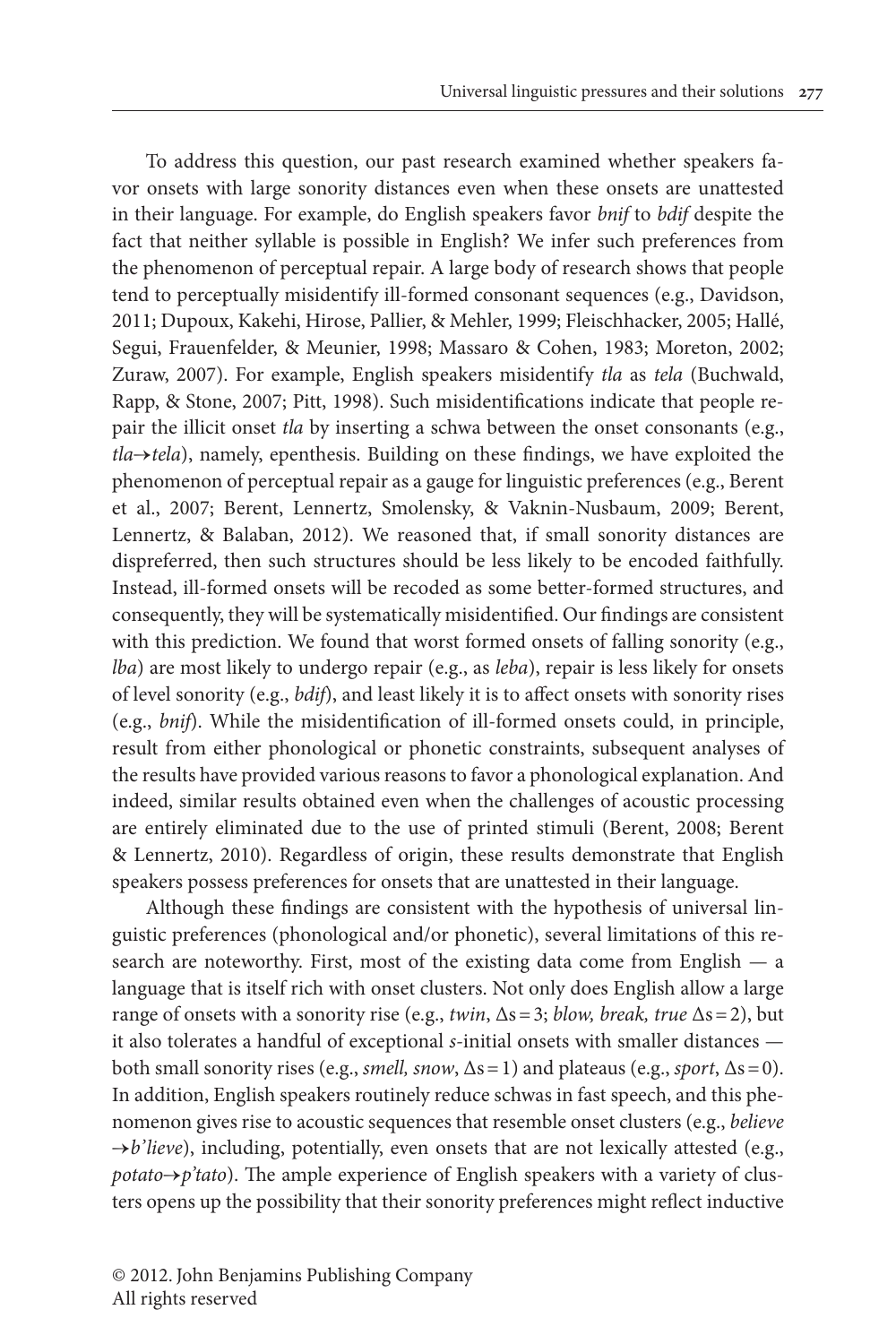To address this question, our past research examined whether speakers favor onsets with large sonority distances even when these onsets are unattested in their language. For example, do English speakers favor *bnif* to *bdif* despite the fact that neither syllable is possible in English? We infer such preferences from the phenomenon of perceptual repair. A large body of research shows that people tend to perceptually misidentify ill-formed consonant sequences (e.g., Davidson, 2011; Dupoux, Kakehi, Hirose, Pallier, & Mehler, 1999; Fleischhacker, 2005; Hallé, Segui, Frauenfelder, & Meunier, 1998; Massaro & Cohen, 1983; Moreton, 2002; Zuraw, 2007). For example, English speakers misidentify *tla* as *tela* (Buchwald, Rapp, & Stone, 2007; Pitt, 1998). Such misidentifications indicate that people repair the illicit onset *tla* by inserting a schwa between the onset consonants (e.g., *tla*→*tela*), namely, epenthesis. Building on these findings, we have exploited the phenomenon of perceptual repair as a gauge for linguistic preferences (e.g., Berent et al., 2007; Berent, Lennertz, Smolensky, & Vaknin-Nusbaum, 2009; Berent, Lennertz, & Balaban, 2012). We reasoned that, if small sonority distances are dispreferred, then such structures should be less likely to be encoded faithfully. Instead, ill-formed onsets will be recoded as some better-formed structures, and consequently, they will be systematically misidentified. Our findings are consistent with this prediction. We found that worst formed onsets of falling sonority (e.g., *lba*) are most likely to undergo repair (e.g., as *leba*), repair is less likely for onsets of level sonority (e.g., *bdif*), and least likely it is to affect onsets with sonority rises (e.g., *bnif*). While the misidentification of ill-formed onsets could, in principle, result from either phonological or phonetic constraints, subsequent analyses of the results have provided various reasons to favor a phonological explanation. And indeed, similar results obtained even when the challenges of acoustic processing are entirely eliminated due to the use of printed stimuli (Berent, 2008; Berent & Lennertz, 2010). Regardless of origin, these results demonstrate that English speakers possess preferences for onsets that are unattested in their language.

Although these findings are consistent with the hypothesis of universal linguistic preferences (phonological and/or phonetic), several limitations of this research are noteworthy. First, most of the existing data come from English — a language that is itself rich with onset clusters. Not only does English allow a large range of onsets with a sonority rise (e.g., *twin*, $\Delta s = 3$; *blow, break, true* $\Delta s = 2$), but it also tolerates a handful of exceptional *s*-initial onsets with smaller distances — both small sonority rises (e.g., *smell, snow*, $\Delta s = 1$) and plateaus (e.g., *sport*, $\Delta s = 0$). In addition, English speakers routinely reduce schwas in fast speech, and this phenomenon gives rise to acoustic sequences that resemble onset clusters (e.g., *believe* →*b'lieve*), including, potentially, even onsets that are not lexically attested (e.g., *potato*→*p'tato*). The ample experience of English speakers with a variety of clusters opens up the possibility that their sonority preferences might reflect inductive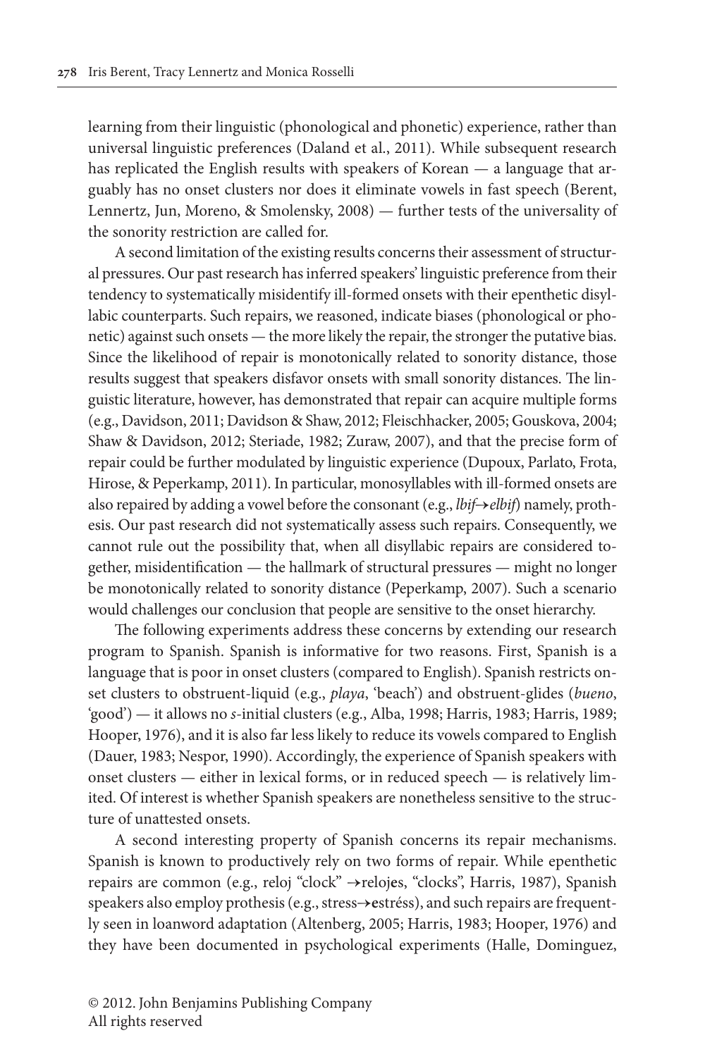learning from their linguistic (phonological and phonetic) experience, rather than universal linguistic preferences (Daland et al., 2011). While subsequent research has replicated the English results with speakers of Korean — a language that arguably has no onset clusters nor does it eliminate vowels in fast speech (Berent, Lennertz, Jun, Moreno, & Smolensky, 2008) — further tests of the universality of the sonority restriction are called for.

A second limitation of the existing results concerns their assessment of structural pressures. Our past research has inferred speakers' linguistic preference from their tendency to systematically misidentify ill-formed onsets with their epenthetic disyllabic counterparts. Such repairs, we reasoned, indicate biases (phonological or phonetic) against such onsets — the more likely the repair, the stronger the putative bias. Since the likelihood of repair is monotonically related to sonority distance, those results suggest that speakers disfavor onsets with small sonority distances. The linguistic literature, however, has demonstrated that repair can acquire multiple forms (e.g., Davidson, 2011; Davidson & Shaw, 2012; Fleischhacker, 2005; Gouskova, 2004; Shaw & Davidson, 2012; Steriade, 1982; Zuraw, 2007), and that the precise form of repair could be further modulated by linguistic experience (Dupoux, Parlato, Frota, Hirose, & Peperkamp, 2011). In particular, monosyllables with ill-formed onsets are also repaired by adding a vowel before the consonant (e.g., *lbif*→*elbif*) namely, prothesis. Our past research did not systematically assess such repairs. Consequently, we cannot rule out the possibility that, when all disyllabic repairs are considered together, misidentification — the hallmark of structural pressures — might no longer be monotonically related to sonority distance (Peperkamp, 2007). Such a scenario would challenges our conclusion that people are sensitive to the onset hierarchy.

The following experiments address these concerns by extending our research program to Spanish. Spanish is informative for two reasons. First, Spanish is a language that is poor in onset clusters (compared to English). Spanish restricts onset clusters to obstruent-liquid (e.g., *playa*, 'beach') and obstruent-glides (*bueno*, 'good') — it allows no *s*-initial clusters (e.g., Alba, 1998; Harris, 1983; Harris, 1989; Hooper, 1976), and it is also far less likely to reduce its vowels compared to English (Dauer, 1983; Nespor, 1990). Accordingly, the experience of Spanish speakers with onset clusters — either in lexical forms, or in reduced speech — is relatively limited. Of interest is whether Spanish speakers are nonetheless sensitive to the structure of unattested onsets.

A second interesting property of Spanish concerns its repair mechanisms. Spanish is known to productively rely on two forms of repair. While epenthetic repairs are common (e.g., reloj "clock" →reloj**e**s, "clocks", Harris, 1987), Spanish speakers also employ prothesis (e.g., stress→**e**stréss), and such repairs are frequently seen in loanword adaptation (Altenberg, 2005; Harris, 1983; Hooper, 1976) and they have been documented in psychological experiments (Halle, Dominguez,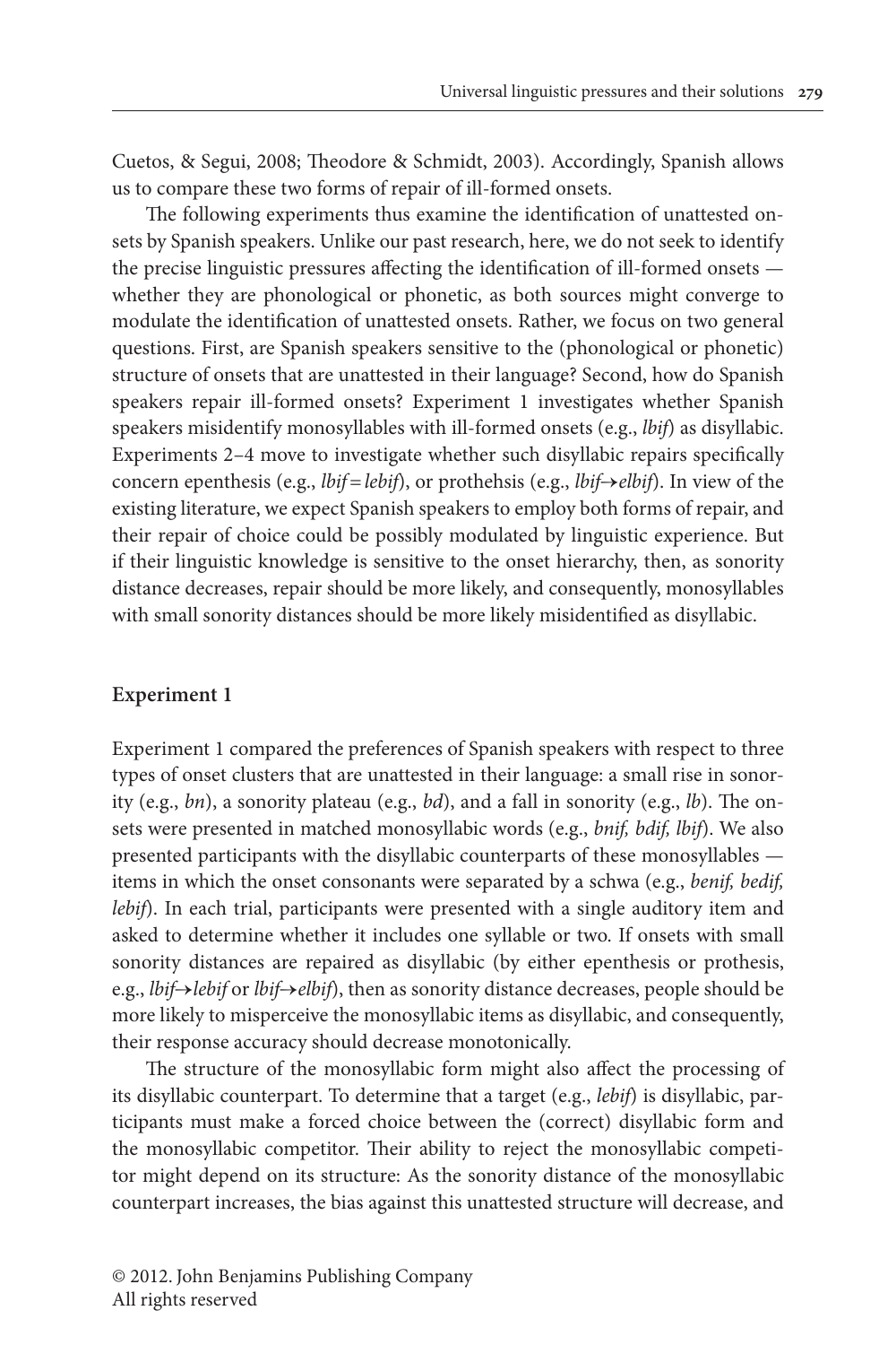Cuetos, & Segui, 2008; Theodore & Schmidt, 2003). Accordingly, Spanish allows us to compare these two forms of repair of ill-formed onsets.

The following experiments thus examine the identification of unattested onsets by Spanish speakers. Unlike our past research, here, we do not seek to identify the precise linguistic pressures affecting the identification of ill-formed onsets — whether they are phonological or phonetic, as both sources might converge to modulate the identification of unattested onsets. Rather, we focus on two general questions. First, are Spanish speakers sensitive to the (phonological or phonetic) structure of onsets that are unattested in their language? Second, how do Spanish speakers repair ill-formed onsets? Experiment 1 investigates whether Spanish speakers misidentify monosyllables with ill-formed onsets (e.g., *lbif*) as disyllabic. Experiments 2–4 move to investigate whether such disyllabic repairs specifically concern epenthesis (e.g., *lbif = lebif*), or prothehsis (e.g., *lbif→elbif*). In view of the existing literature, we expect Spanish speakers to employ both forms of repair, and their repair of choice could be possibly modulated by linguistic experience. But if their linguistic knowledge is sensitive to the onset hierarchy, then, as sonority distance decreases, repair should be more likely, and consequently, monosyllables with small sonority distances should be more likely misidentified as disyllabic.

## Experiment 1

Experiment 1 compared the preferences of Spanish speakers with respect to three types of onset clusters that are unattested in their language: a small rise in sonority (e.g., *bn*), a sonority plateau (e.g., *bd*), and a fall in sonority (e.g., *lb*). The onsets were presented in matched monosyllabic words (e.g., *bnif, bdif, lbif*). We also presented participants with the disyllabic counterparts of these monosyllables — items in which the onset consonants were separated by a schwa (e.g., *benif, bedif, lebif*). In each trial, participants were presented with a single auditory item and asked to determine whether it includes one syllable or two. If onsets with small sonority distances are repaired as disyllabic (by either epenthesis or prothesis, e.g., *lbif→lebif* or *lbif→elbif*), then as sonority distance decreases, people should be more likely to misperceive the monosyllabic items as disyllabic, and consequently, their response accuracy should decrease monotonically.

The structure of the monosyllabic form might also affect the processing of its disyllabic counterpart. To determine that a target (e.g., *lebif*) is disyllabic, participants must make a forced choice between the (correct) disyllabic form and the monosyllabic competitor. Their ability to reject the monosyllabic competitor might depend on its structure: As the sonority distance of the monosyllabic counterpart increases, the bias against this unattested structure will decrease, and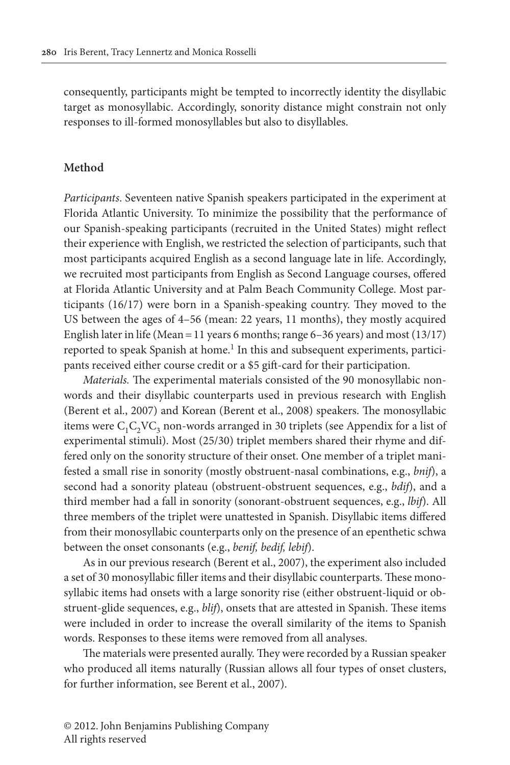consequently, participants might be tempted to incorrectly identity the disyllabic target as monosyllabic. Accordingly, sonority distance might constrain not only responses to ill-formed monosyllables but also to disyllables.

## Method

*Participants*. Seventeen native Spanish speakers participated in the experiment at Florida Atlantic University. To minimize the possibility that the performance of our Spanish-speaking participants (recruited in the United States) might reflect their experience with English, we restricted the selection of participants, such that most participants acquired English as a second language late in life. Accordingly, we recruited most participants from English as Second Language courses, offered at Florida Atlantic University and at Palm Beach Community College. Most participants (16/17) were born in a Spanish-speaking country. They moved to the US between the ages of 4–56 (mean: 22 years, 11 months), they mostly acquired English later in life (Mean = 11 years 6 months; range 6–36 years) and most (13/17) reported to speak Spanish at home.[1] In this and subsequent experiments, participants received either course credit or a $5 gift-card for their participation.

*Materials.* The experimental materials consisted of the 90 monosyllabic non-words and their disyllabic counterparts used in previous research with English (Berent et al., 2007) and Korean (Berent et al., 2008) speakers. The monosyllabic items were $C_1C_2VC_3$ non-words arranged in 30 triplets (see Appendix for a list of experimental stimuli). Most (25/30) triplet members shared their rhyme and differed only on the sonority structure of their onset. One member of a triplet manifested a small rise in sonority (mostly obstruent-nasal combinations, e.g., *bnif*), a second had a sonority plateau (obstruent-obstruent sequences, e.g., *bdif*), and a third member had a fall in sonority (sonorant-obstruent sequences, e.g., *lbif*). All three members of the triplet were unattested in Spanish. Disyllabic items differed from their monosyllabic counterparts only on the presence of an epenthetic schwa between the onset consonants (e.g., *benif, bedif, lebif*).

As in our previous research (Berent et al., 2007), the experiment also included a set of 30 monosyllabic filler items and their disyllabic counterparts. These monosyllabic items had onsets with a large sonority rise (either obstruent-liquid or obstruent-glide sequences, e.g., *blif*), onsets that are attested in Spanish. These items were included in order to increase the overall similarity of the items to Spanish words. Responses to these items were removed from all analyses.

The materials were presented aurally. They were recorded by a Russian speaker who produced all items naturally (Russian allows all four types of onset clusters, for further information, see Berent et al., 2007).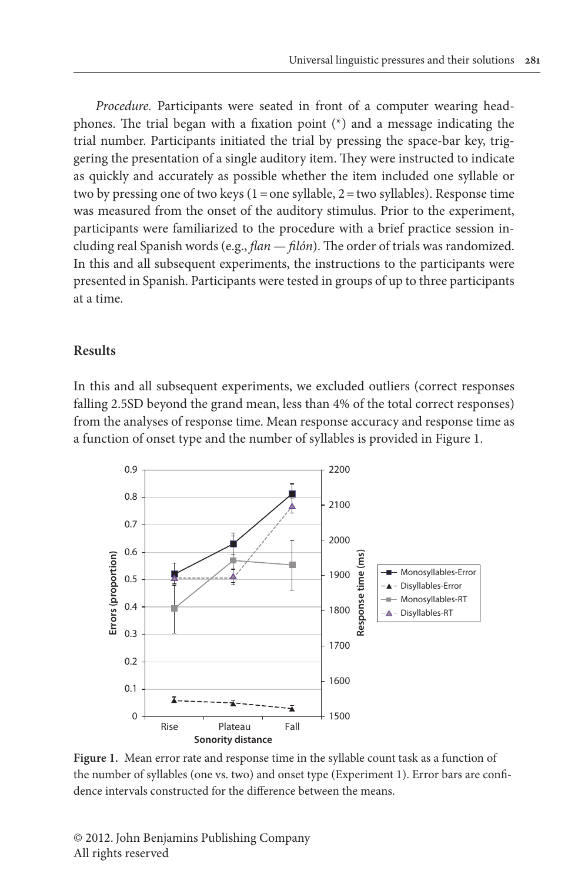*Procedure.* Participants were seated in front of a computer wearing headphones. The trial began with a fixation point (*) and a message indicating the trial number. Participants initiated the trial by pressing the space-bar key, triggering the presentation of a single auditory item. They were instructed to indicate as quickly and accurately as possible whether the item included one syllable or two by pressing one of two keys (1 = one syllable, 2 = two syllables). Response time was measured from the onset of the auditory stimulus. Prior to the experiment, participants were familiarized to the procedure with a brief practice session including real Spanish words (e.g., *flan — filón*). The order of trials was randomized. In this and all subsequent experiments, the instructions to the participants were presented in Spanish. Participants were tested in groups of up to three participants at a time.

## Results

In this and all subsequent experiments, we excluded outliers (correct responses falling 2.5SD beyond the grand mean, less than 4% of the total correct responses) from the analyses of response time. Mean response accuracy and response time as a function of onset type and the number of syllables is provided in Figure 1.

**Figure 1.** Mean error rate and response time in the syllable count task as a function of the number of syllables (one vs. two) and onset type (Experiment 1). Error bars are confidence intervals constructed for the difference between the means.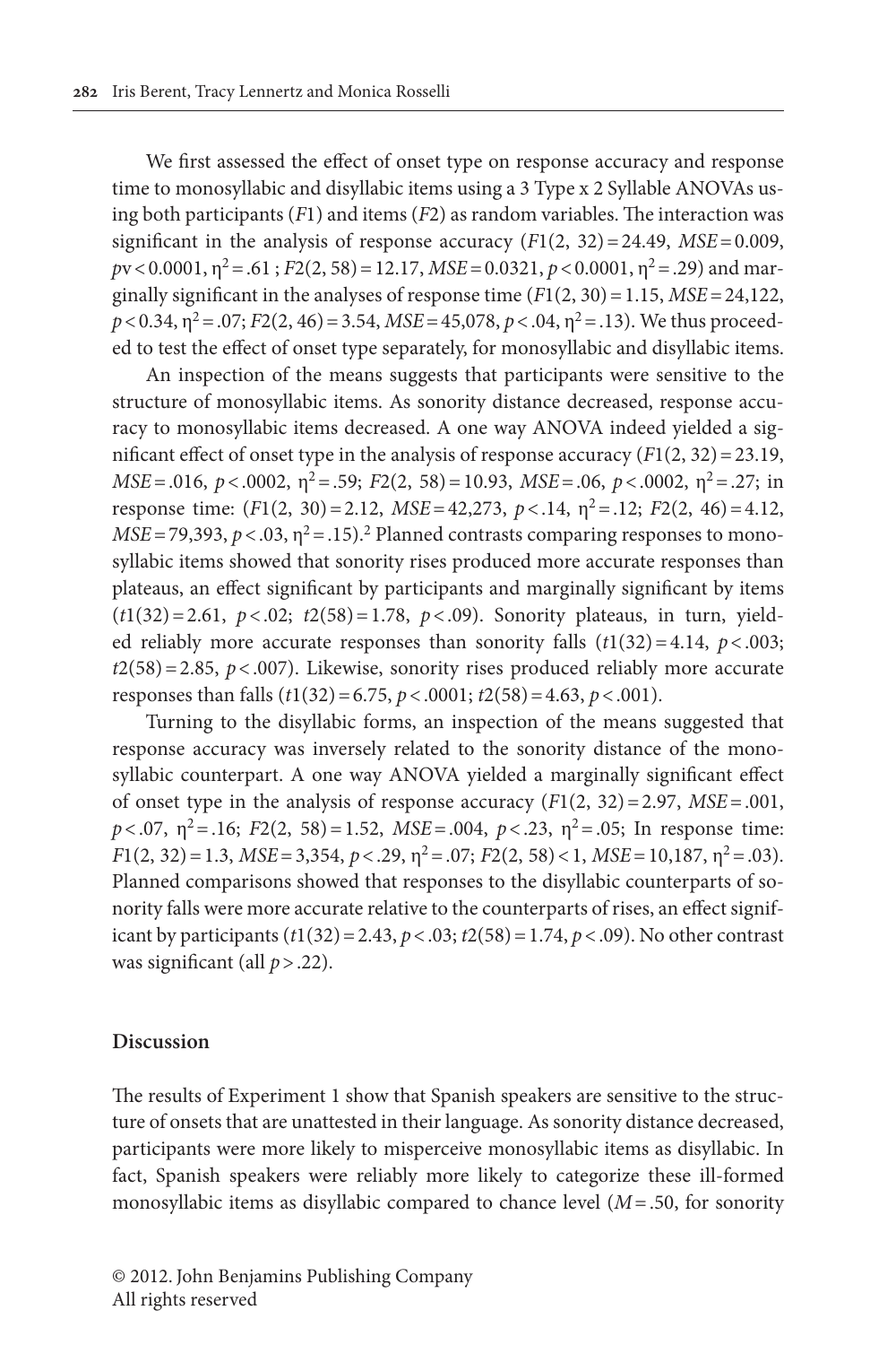We first assessed the effect of onset type on response accuracy and response time to monosyllabic and disyllabic items using a 3 Type x 2 Syllable ANOVAs using both participants ($F1$) and items ($F2$) as random variables. The interaction was significant in the analysis of response accuracy ($F1(2, 32) = 24.49$, $MSE = 0.009$, $p$v $< 0.0001$, $\eta^2 = .61$ ; $F2(2, 58) = 12.17$, $MSE = 0.0321$, $p < 0.0001$, $\eta^2 = .29$) and marginally significant in the analyses of response time ($F1(2, 30) = 1.15$, $MSE = 24{,}122$, $p < 0.34$, $\eta^2 = .07$; $F2(2, 46) = 3.54$, $MSE = 45{,}078$, $p < .04$, $\eta^2 = .13$). We thus proceeded to test the effect of onset type separately, for monosyllabic and disyllabic items.

An inspection of the means suggests that participants were sensitive to the structure of monosyllabic items. As sonority distance decreased, response accuracy to monosyllabic items decreased. A one way ANOVA indeed yielded a significant effect of onset type in the analysis of response accuracy ($F1(2, 32) = 23.19$, $MSE = .016$, $p < .0002$, $\eta^2 = .59$; $F2(2, 58) = 10.93$, $MSE = .06$, $p < .0002$, $\eta^2 = .27$; in response time: ($F1(2, 30) = 2.12$, $MSE = 42{,}273$, $p < .14$, $\eta^2 = .12$; $F2(2, 46) = 4.12$, $MSE = 79{,}393$, $p < .03$, $\eta^2 = .15$).[2] Planned contrasts comparing responses to monosyllabic items showed that sonority rises produced more accurate responses than plateaus, an effect significant by participants and marginally significant by items ($t1(32) = 2.61$, $p < .02$; $t2(58) = 1.78$, $p < .09$). Sonority plateaus, in turn, yielded reliably more accurate responses than sonority falls ($t1(32) = 4.14$, $p < .003$; $t2(58) = 2.85$, $p < .007$). Likewise, sonority rises produced reliably more accurate responses than falls ($t1(32) = 6.75$, $p < .0001$; $t2(58) = 4.63$, $p < .001$).

Turning to the disyllabic forms, an inspection of the means suggested that response accuracy was inversely related to the sonority distance of the monosyllabic counterpart. A one way ANOVA yielded a marginally significant effect of onset type in the analysis of response accuracy ($F1(2, 32) = 2.97$, $MSE = .001$, $p < .07$, $\eta^2 = .16$; $F2(2, 58) = 1.52$, $MSE = .004$, $p < .23$, $\eta^2 = .05$; In response time: $F1(2, 32) = 1.3$, $MSE = 3{,}354$, $p < .29$, $\eta^2 = .07$; $F2(2, 58) < 1$, $MSE = 10{,}187$, $\eta^2 = .03$). Planned comparisons showed that responses to the disyllabic counterparts of sonority falls were more accurate relative to the counterparts of rises, an effect significant by participants ($t1(32) = 2.43$, $p < .03$; $t2(58) = 1.74$, $p < .09$). No other contrast was significant (all $p > .22$).

## Discussion

The results of Experiment 1 show that Spanish speakers are sensitive to the structure of onsets that are unattested in their language. As sonority distance decreased, participants were more likely to misperceive monosyllabic items as disyllabic. In fact, Spanish speakers were reliably more likely to categorize these ill-formed monosyllabic items as disyllabic compared to chance level ($M = .50$, for sonority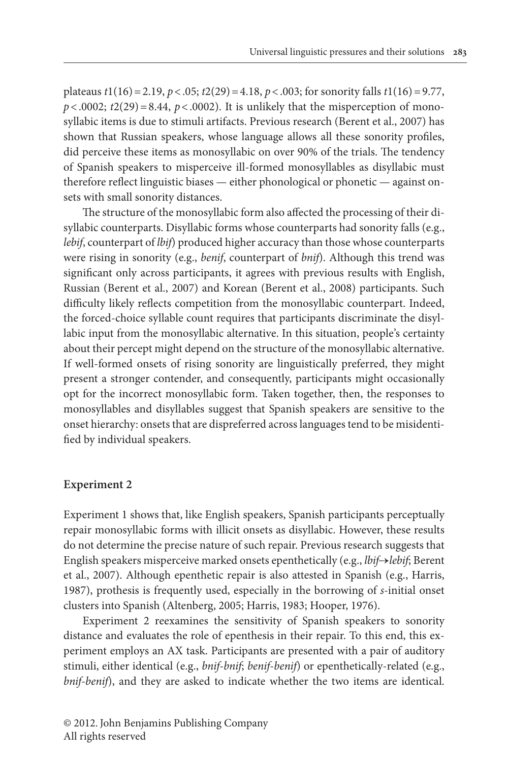plateaus $t1(16) = 2.19$, $p < .05$; $t2(29) = 4.18$, $p < .003$; for sonority falls $t1(16) = 9.77$, $p < .0002$; $t2(29) = 8.44$, $p < .0002$). It is unlikely that the misperception of monosyllabic items is due to stimuli artifacts. Previous research (Berent et al., 2007) has shown that Russian speakers, whose language allows all these sonority profiles, did perceive these items as monosyllabic on over 90% of the trials. The tendency of Spanish speakers to misperceive ill-formed monosyllables as disyllabic must therefore reflect linguistic biases — either phonological or phonetic — against onsets with small sonority distances.

The structure of the monosyllabic form also affected the processing of their disyllabic counterparts. Disyllabic forms whose counterparts had sonority falls (e.g., *lebif*, counterpart of *lbif*) produced higher accuracy than those whose counterparts were rising in sonority (e.g., *benif*, counterpart of *bnif*). Although this trend was significant only across participants, it agrees with previous results with English, Russian (Berent et al., 2007) and Korean (Berent et al., 2008) participants. Such difficulty likely reflects competition from the monosyllabic counterpart. Indeed, the forced-choice syllable count requires that participants discriminate the disyllabic input from the monosyllabic alternative. In this situation, people's certainty about their percept might depend on the structure of the monosyllabic alternative. If well-formed onsets of rising sonority are linguistically preferred, they might present a stronger contender, and consequently, participants might occasionally opt for the incorrect monosyllabic form. Taken together, then, the responses to monosyllables and disyllables suggest that Spanish speakers are sensitive to the onset hierarchy: onsets that are dispreferred across languages tend to be misidentified by individual speakers.

## Experiment 2

Experiment 1 shows that, like English speakers, Spanish participants perceptually repair monosyllabic forms with illicit onsets as disyllabic. However, these results do not determine the precise nature of such repair. Previous research suggests that English speakers misperceive marked onsets epenthetically (e.g., *lbif*→*lebif*; Berent et al., 2007). Although epenthetic repair is also attested in Spanish (e.g., Harris, 1987), prothesis is frequently used, especially in the borrowing of *s*-initial onset clusters into Spanish (Altenberg, 2005; Harris, 1983; Hooper, 1976).

Experiment 2 reexamines the sensitivity of Spanish speakers to sonority distance and evaluates the role of epenthesis in their repair. To this end, this experiment employs an AX task. Participants are presented with a pair of auditory stimuli, either identical (e.g., *bnif-bnif*; *benif-benif*) or epenthetically-related (e.g., *bnif-benif*), and they are asked to indicate whether the two items are identical.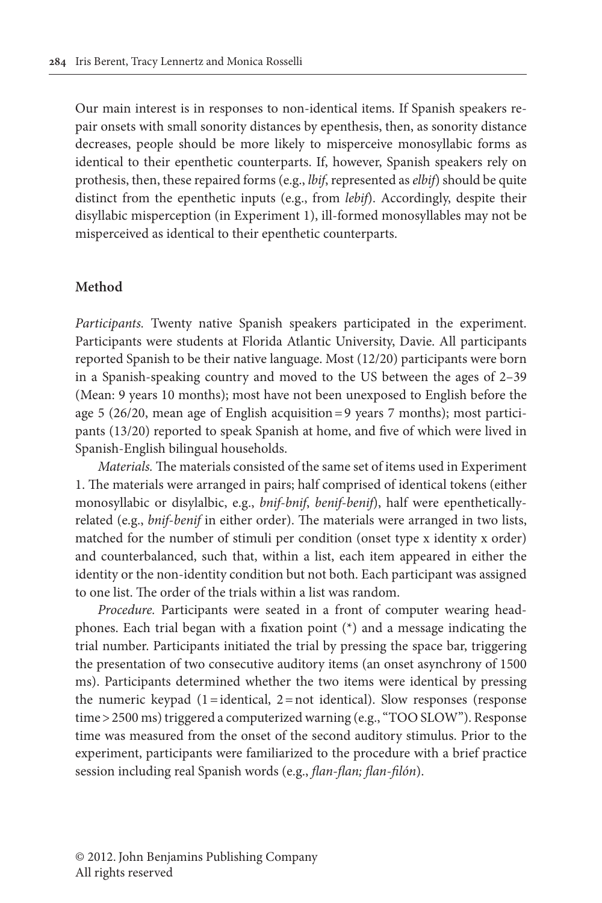Our main interest is in responses to non-identical items. If Spanish speakers repair onsets with small sonority distances by epenthesis, then, as sonority distance decreases, people should be more likely to misperceive monosyllabic forms as identical to their epenthetic counterparts. If, however, Spanish speakers rely on prothesis, then, these repaired forms (e.g., *lbif*, represented as *elbif*) should be quite distinct from the epenthetic inputs (e.g., from *lebif*). Accordingly, despite their disyllabic misperception (in Experiment 1), ill-formed monosyllables may not be misperceived as identical to their epenthetic counterparts.

## Method

*Participants.* Twenty native Spanish speakers participated in the experiment. Participants were students at Florida Atlantic University, Davie. All participants reported Spanish to be their native language. Most (12/20) participants were born in a Spanish-speaking country and moved to the US between the ages of 2–39 (Mean: 9 years 10 months); most have not been unexposed to English before the age 5 (26/20, mean age of English acquisition = 9 years 7 months); most participants (13/20) reported to speak Spanish at home, and five of which were lived in Spanish-English bilingual households.

*Materials.* The materials consisted of the same set of items used in Experiment 1. The materials were arranged in pairs; half comprised of identical tokens (either monosyllabic or disylalbic, e.g., *bnif-bnif*, *benif-benif*), half were epenthetically-related (e.g., *bnif-benif* in either order). The materials were arranged in two lists, matched for the number of stimuli per condition (onset type x identity x order) and counterbalanced, such that, within a list, each item appeared in either the identity or the non-identity condition but not both. Each participant was assigned to one list. The order of the trials within a list was random.

*Procedure.* Participants were seated in a front of computer wearing headphones. Each trial began with a fixation point (*) and a message indicating the trial number. Participants initiated the trial by pressing the space bar, triggering the presentation of two consecutive auditory items (an onset asynchrony of 1500 ms). Participants determined whether the two items were identical by pressing the numeric keypad (1 = identical, 2 = not identical). Slow responses (response time > 2500 ms) triggered a computerized warning (e.g., "TOO SLOW"). Response time was measured from the onset of the second auditory stimulus. Prior to the experiment, participants were familiarized to the procedure with a brief practice session including real Spanish words (e.g., *flan-flan; flan-filón*).

© 2012. John Benjamins Publishing Company
All rights reserved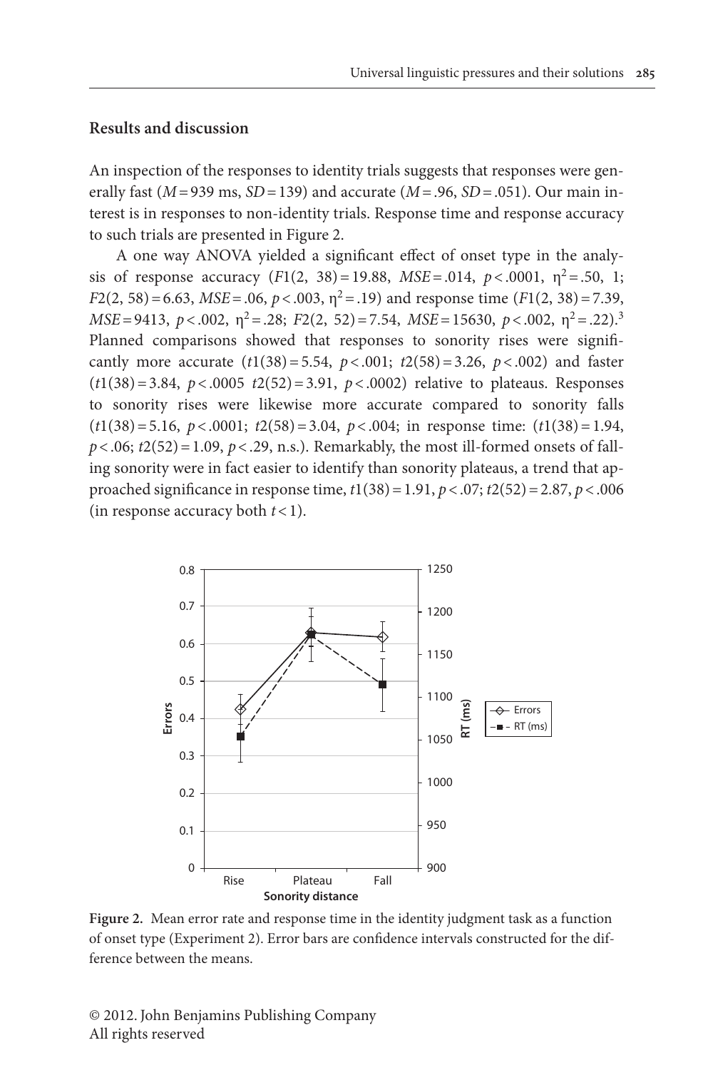### Results and discussion

An inspection of the responses to identity trials suggests that responses were generally fast ($M = 939$ ms, $SD = 139$) and accurate ($M = .96$, $SD = .051$). Our main interest is in responses to non-identity trials. Response time and response accuracy to such trials are presented in Figure 2.

A one way ANOVA yielded a significant effect of onset type in the analysis of response accuracy ($F1(2, 38) = 19.88$, $MSE = .014$, $p < .0001$, $\eta^2 = .50$, 1; $F2(2, 58) = 6.63$, $MSE = .06$, $p < .003$, $\eta^2 = .19$) and response time ($F1(2, 38) = 7.39$, $MSE = 9413$, $p < .002$, $\eta^2 = .28$; $F2(2, 52) = 7.54$, $MSE = 15630$, $p < .002$, $\eta^2 = .22$).[3] Planned comparisons showed that responses to sonority rises were significantly more accurate ($t1(38) = 5.54$, $p < .001$; $t2(58) = 3.26$, $p < .002$) and faster ($t1(38) = 3.84$, $p < .0005$ $t2(52) = 3.91$, $p < .0002$) relative to plateaus. Responses to sonority rises were likewise more accurate compared to sonority falls ($t1(38) = 5.16$, $p < .0001$; $t2(58) = 3.04$, $p < .004$; in response time: ($t1(38) = 1.94$, $p < .06$; $t2(52) = 1.09$, $p < .29$, n.s.). Remarkably, the most ill-formed onsets of falling sonority were in fact easier to identify than sonority plateaus, a trend that approached significance in response time, $t1(38) = 1.91$, $p < .07$; $t2(52) = 2.87$, $p < .006$ (in response accuracy both $t < 1$).

**Figure 2.** Mean error rate and response time in the identity judgment task as a function of onset type (Experiment 2). Error bars are confidence intervals constructed for the difference between the means.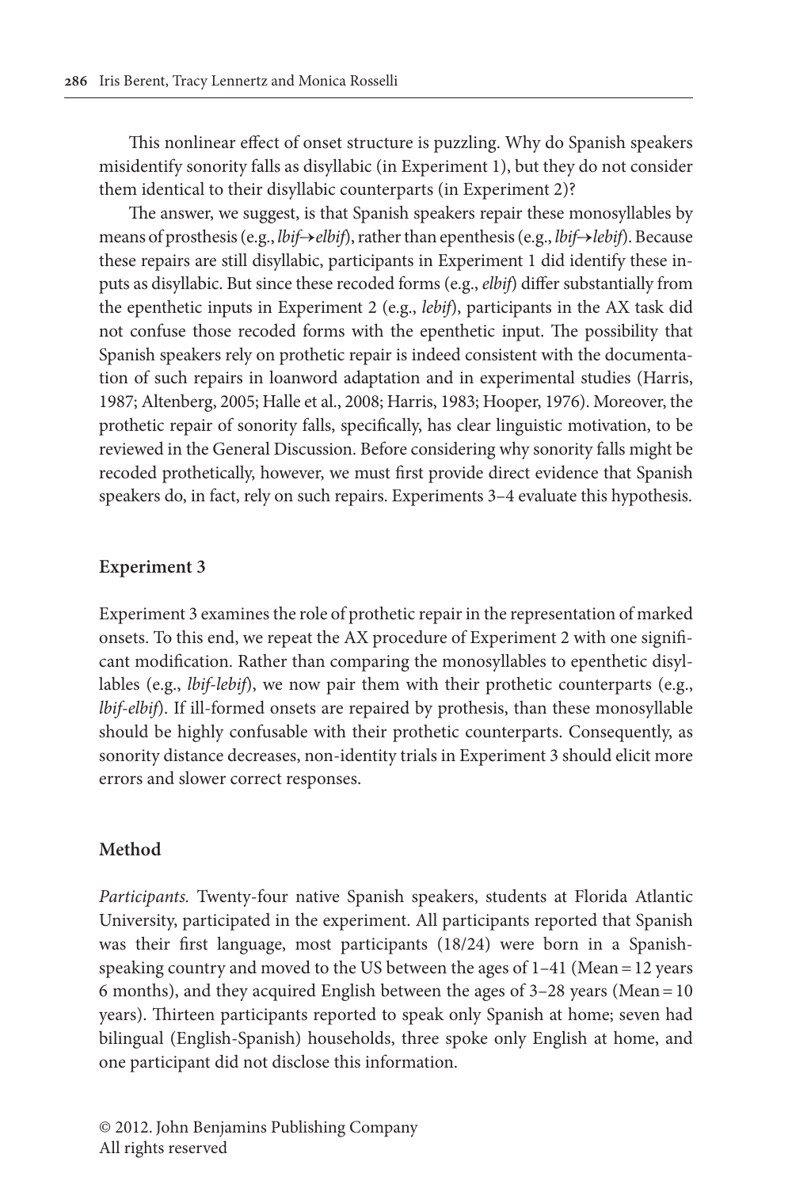This nonlinear effect of onset structure is puzzling. Why do Spanish speakers misidentify sonority falls as disyllabic (in Experiment 1), but they do not consider them identical to their disyllabic counterparts (in Experiment 2)?

The answer, we suggest, is that Spanish speakers repair these monosyllables by means of prosthesis (e.g., *lbif*→*elbif*), rather than epenthesis (e.g., *lbif*→*lebif*). Because these repairs are still disyllabic, participants in Experiment 1 did identify these inputs as disyllabic. But since these recoded forms (e.g., *elbif*) differ substantially from the epenthetic inputs in Experiment 2 (e.g., *lebif*), participants in the AX task did not confuse those recoded forms with the epenthetic input. The possibility that Spanish speakers rely on prothetic repair is indeed consistent with the documentation of such repairs in loanword adaptation and in experimental studies (Harris, 1987; Altenberg, 2005; Halle et al., 2008; Harris, 1983; Hooper, 1976). Moreover, the prothetic repair of sonority falls, specifically, has clear linguistic motivation, to be reviewed in the General Discussion. Before considering why sonority falls might be recoded prothetically, however, we must first provide direct evidence that Spanish speakers do, in fact, rely on such repairs. Experiments 3–4 evaluate this hypothesis.

## Experiment 3

Experiment 3 examines the role of prothetic repair in the representation of marked onsets. To this end, we repeat the AX procedure of Experiment 2 with one significant modification. Rather than comparing the monosyllables to epenthetic disyllables (e.g., *lbif-lebif*), we now pair them with their prothetic counterparts (e.g., *lbif-elbif*). If ill-formed onsets are repaired by prothesis, than these monosyllable should be highly confusable with their prothetic counterparts. Consequently, as sonority distance decreases, non-identity trials in Experiment 3 should elicit more errors and slower correct responses.

## Method

*Participants.* Twenty-four native Spanish speakers, students at Florida Atlantic University, participated in the experiment. All participants reported that Spanish was their first language, most participants (18/24) were born in a Spanish-speaking country and moved to the US between the ages of 1–41 (Mean = 12 years 6 months), and they acquired English between the ages of 3–28 years (Mean = 10 years). Thirteen participants reported to speak only Spanish at home; seven had bilingual (English-Spanish) households, three spoke only English at home, and one participant did not disclose this information.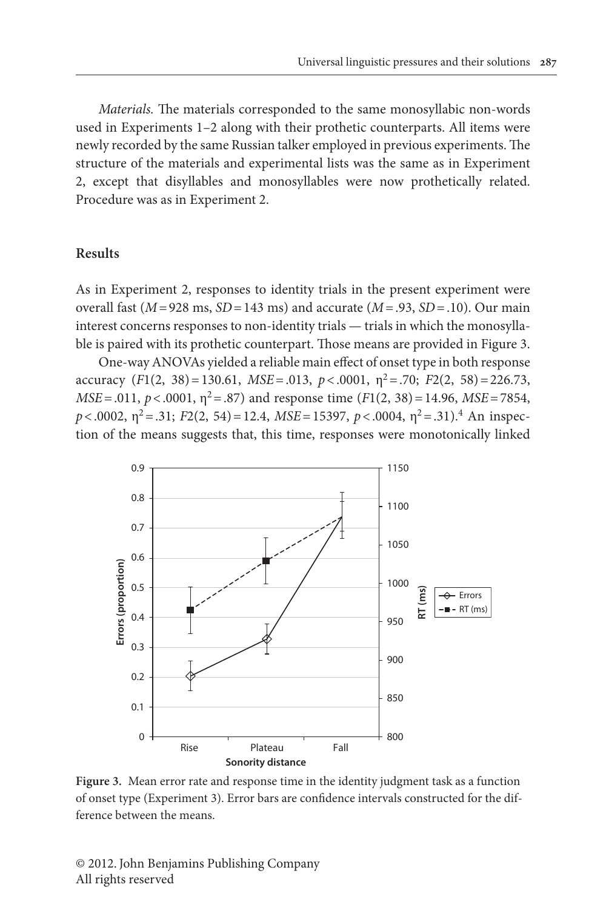*Materials.* The materials corresponded to the same monosyllabic non-words used in Experiments 1–2 along with their prothetic counterparts. All items were newly recorded by the same Russian talker employed in previous experiments. The structure of the materials and experimental lists was the same as in Experiment 2, except that disyllables and monosyllables were now prothetically related. Procedure was as in Experiment 2.

## Results

As in Experiment 2, responses to identity trials in the present experiment were overall fast ($M = 928$ ms, $SD = 143$ ms) and accurate ($M = .93$, $SD = .10$). Our main interest concerns responses to non-identity trials — trials in which the monosyllable is paired with its prothetic counterpart. Those means are provided in Figure 3.

One-way ANOVAs yielded a reliable main effect of onset type in both response accuracy ($F1(2, 38) = 130.61$, $MSE = .013$, $p < .0001$, $\eta^2 = .70$; $F2(2, 58) = 226.73$, $MSE = .011$, $p < .0001$, $\eta^2 = .87$) and response time ($F1(2, 38) = 14.96$, $MSE = 7854$, $p < .0002$, $\eta^2 = .31$; $F2(2, 54) = 12.4$, $MSE = 15397$, $p < .0004$, $\eta^2 = .31$).[4] An inspection of the means suggests that, this time, responses were monotonically linked

**Figure 3.** Mean error rate and response time in the identity judgment task as a function of onset type (Experiment 3). Error bars are confidence intervals constructed for the difference between the means.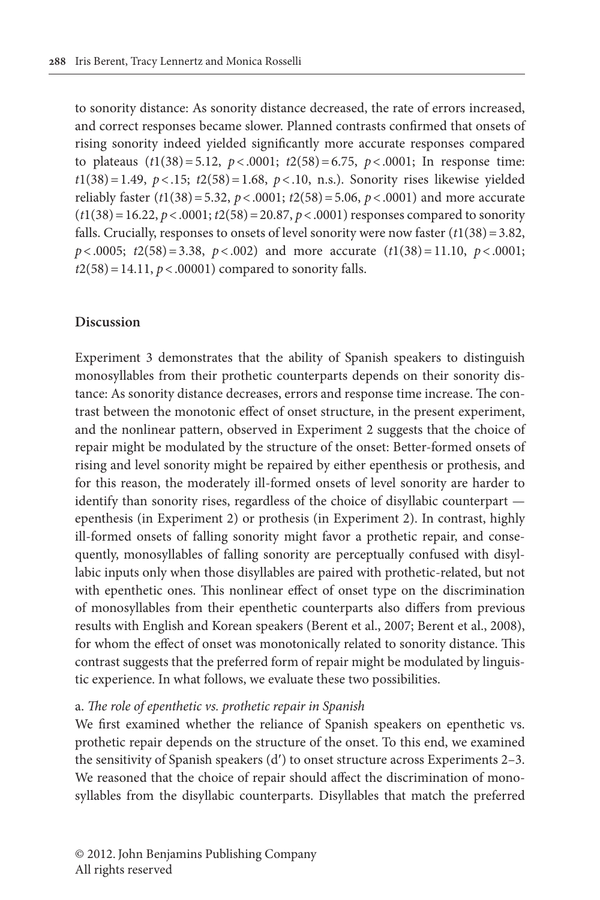to sonority distance: As sonority distance decreased, the rate of errors increased, and correct responses became slower. Planned contrasts confirmed that onsets of rising sonority indeed yielded significantly more accurate responses compared to plateaus ($t1(38) = 5.12$, $p < .0001$; $t2(58) = 6.75$, $p < .0001$; In response time: $t1(38) = 1.49$, $p < .15$; $t2(58) = 1.68$, $p < .10$, n.s.). Sonority rises likewise yielded reliably faster ($t1(38) = 5.32$, $p < .0001$; $t2(58) = 5.06$, $p < .0001$) and more accurate ($t1(38) = 16.22$, $p < .0001$; $t2(58) = 20.87$, $p < .0001$) responses compared to sonority falls. Crucially, responses to onsets of level sonority were now faster ($t1(38) = 3.82$, $p < .0005$; $t2(58) = 3.38$, $p < .002$) and more accurate ($t1(38) = 11.10$, $p < .0001$; $t2(58) = 14.11$, $p < .00001$) compared to sonority falls.

## Discussion

Experiment 3 demonstrates that the ability of Spanish speakers to distinguish monosyllables from their prothetic counterparts depends on their sonority distance: As sonority distance decreases, errors and response time increase. The contrast between the monotonic effect of onset structure, in the present experiment, and the nonlinear pattern, observed in Experiment 2 suggests that the choice of repair might be modulated by the structure of the onset: Better-formed onsets of rising and level sonority might be repaired by either epenthesis or prothesis, and for this reason, the moderately ill-formed onsets of level sonority are harder to identify than sonority rises, regardless of the choice of disyllabic counterpart — epenthesis (in Experiment 2) or prothesis (in Experiment 2). In contrast, highly ill-formed onsets of falling sonority might favor a prothetic repair, and consequently, monosyllables of falling sonority are perceptually confused with disyllabic inputs only when those disyllables are paired with prothetic-related, but not with epenthetic ones. This nonlinear effect of onset type on the discrimination of monosyllables from their epenthetic counterparts also differs from previous results with English and Korean speakers (Berent et al., 2007; Berent et al., 2008), for whom the effect of onset was monotonically related to sonority distance. This contrast suggests that the preferred form of repair might be modulated by linguistic experience. In what follows, we evaluate these two possibilities.

a. *The role of epenthetic vs. prothetic repair in Spanish*

We first examined whether the reliance of Spanish speakers on epenthetic vs. prothetic repair depends on the structure of the onset. To this end, we examined the sensitivity of Spanish speakers (d′) to onset structure across Experiments 2–3. We reasoned that the choice of repair should affect the discrimination of monosyllables from the disyllabic counterparts. Disyllables that match the preferred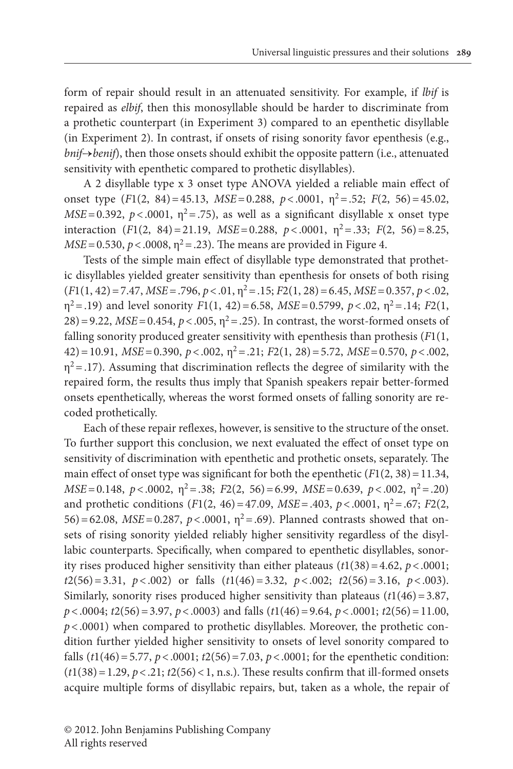form of repair should result in an attenuated sensitivity. For example, if *lbif* is repaired as *elbif*, then this monosyllable should be harder to discriminate from a prothetic counterpart (in Experiment 3) compared to an epenthetic disyllable (in Experiment 2). In contrast, if onsets of rising sonority favor epenthesis (e.g., *bnif*→*benif*), then those onsets should exhibit the opposite pattern (i.e., attenuated sensitivity with epenthetic compared to prothetic disyllables).

A 2 disyllable type x 3 onset type ANOVA yielded a reliable main effect of onset type ($F1(2, 84) = 45.13$, $MSE = 0.288$, $p < .0001$, $\eta^2 = .52$; $F(2, 56) = 45.02$, $MSE = 0.392$, $p < .0001$, $\eta^2 = .75$), as well as a significant disyllable x onset type interaction ($F1(2, 84) = 21.19$, $MSE = 0.288$, $p < .0001$, $\eta^2 = .33$; $F(2, 56) = 8.25$, $MSE = 0.530$, $p < .0008$, $\eta^2 = .23$). The means are provided in Figure 4.

Tests of the simple main effect of disyllable type demonstrated that prothetic disyllables yielded greater sensitivity than epenthesis for onsets of both rising ($F1(1, 42) = 7.47$, $MSE = .796$, $p < .01$, $\eta^2 = .15$; $F2(1, 28) = 6.45$, $MSE = 0.357$, $p < .02$, $\eta^2 = .19$) and level sonority $F1(1, 42) = 6.58$, $MSE = 0.5799$, $p < .02$, $\eta^2 = .14$; $F2(1, 28) = 9.22$, $MSE = 0.454$, $p < .005$, $\eta^2 = .25$). In contrast, the worst-formed onsets of falling sonority produced greater sensitivity with epenthesis than prothesis ($F1(1, 42) = 10.91$, $MSE = 0.390$, $p < .002$, $\eta^2 = .21$; $F2(1, 28) = 5.72$, $MSE = 0.570$, $p < .002$, $\eta^2 = .17$). Assuming that discrimination reflects the degree of similarity with the repaired form, the results thus imply that Spanish speakers repair better-formed onsets epenthetically, whereas the worst formed onsets of falling sonority are recoded prothetically.

Each of these repair reflexes, however, is sensitive to the structure of the onset. To further support this conclusion, we next evaluated the effect of onset type on sensitivity of discrimination with epenthetic and prothetic onsets, separately. The main effect of onset type was significant for both the epenthetic ($F1(2, 38) = 11.34$, $MSE = 0.148$, $p < .0002$, $\eta^2 = .38$; $F2(2, 56) = 6.99$, $MSE = 0.639$, $p < .002$, $\eta^2 = .20$) and prothetic conditions ($F1(2, 46) = 47.09$, $MSE = .403$, $p < .0001$, $\eta^2 = .67$; $F2(2, 56) = 62.08$, $MSE = 0.287$, $p < .0001$, $\eta^2 = .69$). Planned contrasts showed that onsets of rising sonority yielded reliably higher sensitivity regardless of the disyllabic counterparts. Specifically, when compared to epenthetic disyllables, sonority rises produced higher sensitivity than either plateaus ($t1(38) = 4.62$, $p < .0001$; $t2(56) = 3.31$, $p < .002$) or falls ($t1(46) = 3.32$, $p < .002$; $t2(56) = 3.16$, $p < .003$). Similarly, sonority rises produced higher sensitivity than plateaus ($t1(46) = 3.87$, $p < .0004$; $t2(56) = 3.97$, $p < .0003$) and falls ($t1(46) = 9.64$, $p < .0001$; $t2(56) = 11.00$, $p < .0001$) when compared to prothetic disyllables. Moreover, the prothetic condition further yielded higher sensitivity to onsets of level sonority compared to falls ($t1(46) = 5.77$, $p < .0001$; $t2(56) = 7.03$, $p < .0001$; for the epenthetic condition: ($t1(38) = 1.29$, $p < .21$; $t2(56) < 1$, n.s.). These results confirm that ill-formed onsets acquire multiple forms of disyllabic repairs, but, taken as a whole, the repair of

© 2012. John Benjamins Publishing Company
All rights reserved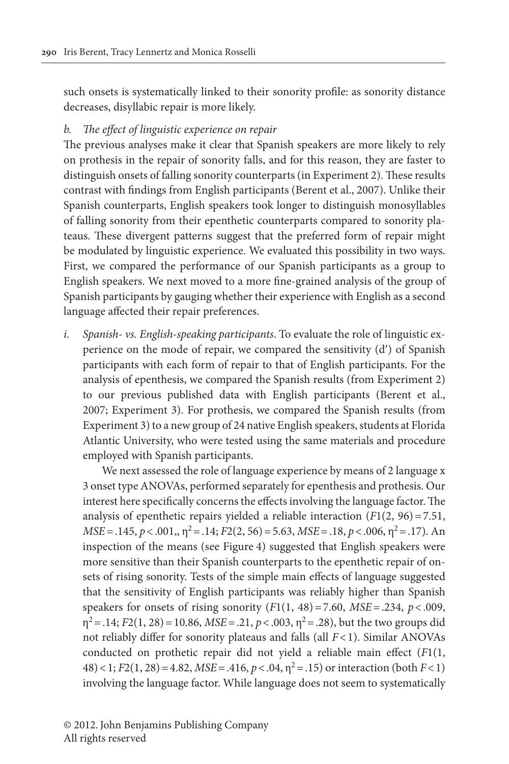such onsets is systematically linked to their sonority profile: as sonority distance decreases, disyllabic repair is more likely.

*b. The effect of linguistic experience on repair*

The previous analyses make it clear that Spanish speakers are more likely to rely on prothesis in the repair of sonority falls, and for this reason, they are faster to distinguish onsets of falling sonority counterparts (in Experiment 2). These results contrast with findings from English participants (Berent et al., 2007). Unlike their Spanish counterparts, English speakers took longer to distinguish monosyllables of falling sonority from their epenthetic counterparts compared to sonority plateaus. These divergent patterns suggest that the preferred form of repair might be modulated by linguistic experience. We evaluated this possibility in two ways. First, we compared the performance of our Spanish participants as a group to English speakers. We next moved to a more fine-grained analysis of the group of Spanish participants by gauging whether their experience with English as a second language affected their repair preferences.

*i. Spanish- vs. English-speaking participants*. To evaluate the role of linguistic experience on the mode of repair, we compared the sensitivity (d′) of Spanish participants with each form of repair to that of English participants. For the analysis of epenthesis, we compared the Spanish results (from Experiment 2) to our previous published data with English participants (Berent et al., 2007; Experiment 3). For prothesis, we compared the Spanish results (from Experiment 3) to a new group of 24 native English speakers, students at Florida Atlantic University, who were tested using the same materials and procedure employed with Spanish participants.

We next assessed the role of language experience by means of 2 language x 3 onset type ANOVAs, performed separately for epenthesis and prothesis. Our interest here specifically concerns the effects involving the language factor. The analysis of epenthetic repairs yielded a reliable interaction ($F1(2, 96) = 7.51$, $MSE = .145$, $p < .001$,, $\eta^2 = .14$; $F2(2, 56) = 5.63$, $MSE = .18$, $p < .006$, $\eta^2 = .17$). An inspection of the means (see Figure 4) suggested that English speakers were more sensitive than their Spanish counterparts to the epenthetic repair of onsets of rising sonority. Tests of the simple main effects of language suggested that the sensitivity of English participants was reliably higher than Spanish speakers for onsets of rising sonority ($F1(1, 48) = 7.60$, $MSE = .234$, $p < .009$, $\eta^2 = .14$; $F2(1, 28) = 10.86$, $MSE = .21$, $p < .003$, $\eta^2 = .28$), but the two groups did not reliably differ for sonority plateaus and falls (all $F < 1$). Similar ANOVAs conducted on prothetic repair did not yield a reliable main effect ($F1(1, 48) < 1$; $F2(1, 28) = 4.82$, $MSE = .416$, $p < .04$, $\eta^2 = .15$) or interaction (both $F < 1$) involving the language factor. While language does not seem to systematically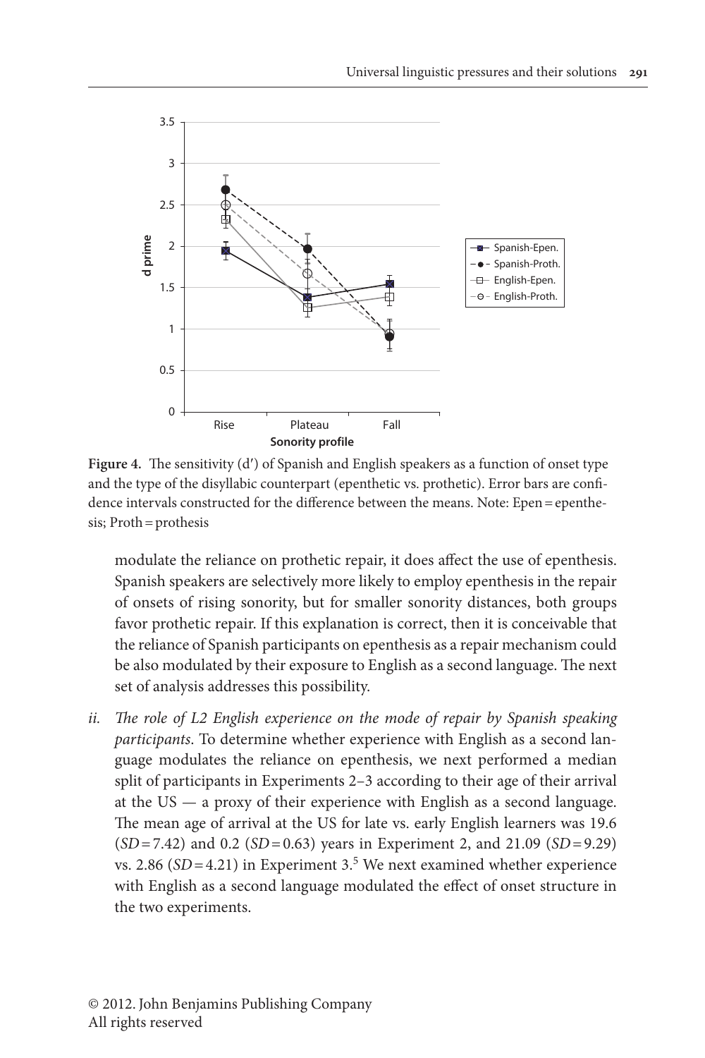**Figure 4.** The sensitivity (d′) of Spanish and English speakers as a function of onset type and the type of the disyllabic counterpart (epenthetic vs. prothetic). Error bars are confidence intervals constructed for the difference between the means. Note: Epen = epenthesis; Proth = prothesis

modulate the reliance on prothetic repair, it does affect the use of epenthesis. Spanish speakers are selectively more likely to employ epenthesis in the repair of onsets of rising sonority, but for smaller sonority distances, both groups favor prothetic repair. If this explanation is correct, then it is conceivable that the reliance of Spanish participants on epenthesis as a repair mechanism could be also modulated by their exposure to English as a second language. The next set of analysis addresses this possibility.

*ii. The role of L2 English experience on the mode of repair by Spanish speaking participants*. To determine whether experience with English as a second language modulates the reliance on epenthesis, we next performed a median split of participants in Experiments 2–3 according to their age of their arrival at the US — a proxy of their experience with English as a second language. The mean age of arrival at the US for late vs. early English learners was 19.6 (*SD* = 7.42) and 0.2 (*SD* = 0.63) years in Experiment 2, and 21.09 (*SD* = 9.29) vs. 2.86 (*SD* = 4.21) in Experiment 3.[5] We next examined whether experience with English as a second language modulated the effect of onset structure in the two experiments.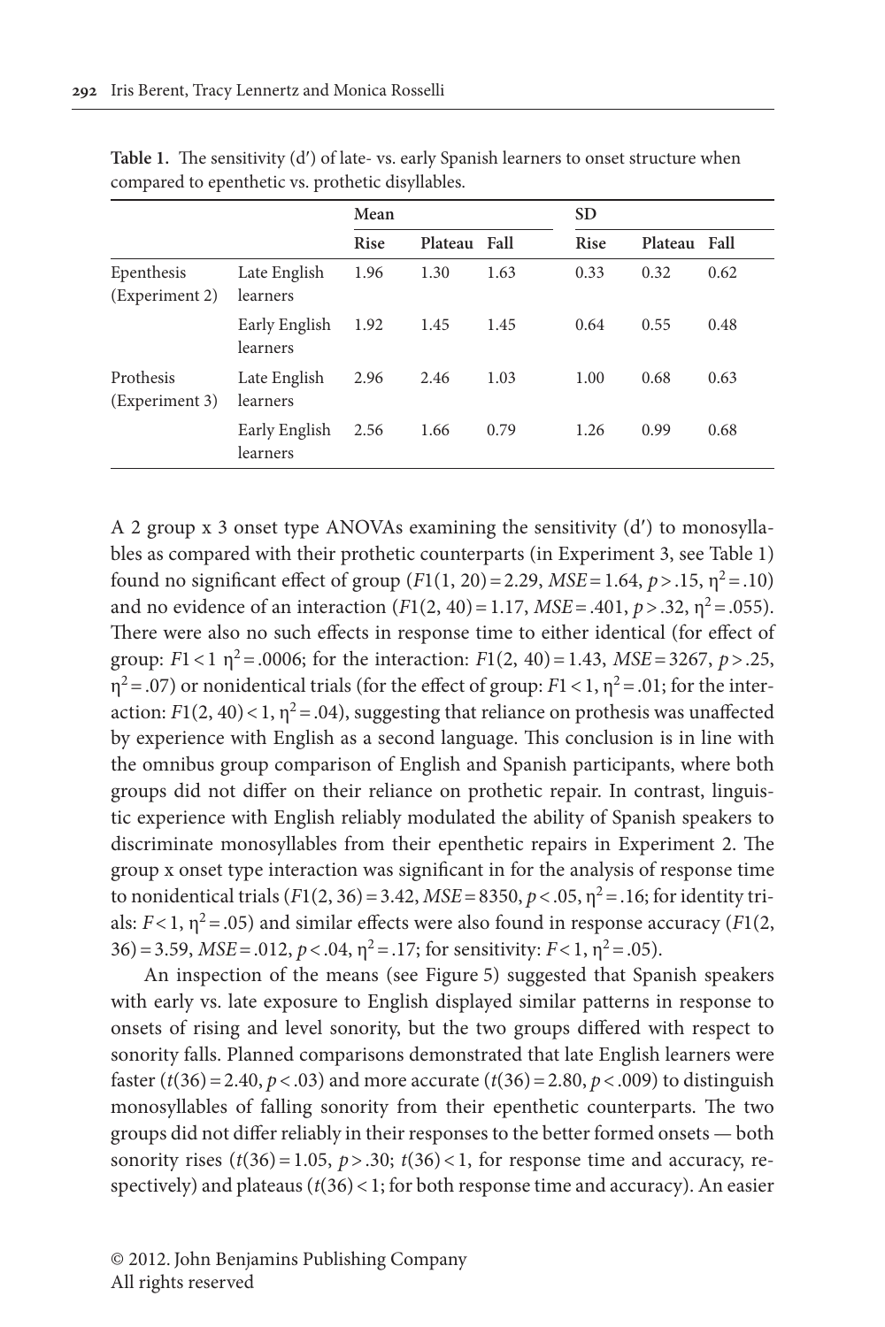**Table 1.** The sensitivity (d′) of late- vs. early Spanish learners to onset structure when compared to epenthetic vs. prothetic disyllables.

| | | Mean | | | SD | | |
|---|---|---|---|---|---|---|---|
| | | Rise | Plateau | Fall | Rise | Plateau | Fall |
| Epenthesis (Experiment 2) | Late English learners | 1.96 | 1.30 | 1.63 | 0.33 | 0.32 | 0.62 |
| | Early English learners | 1.92 | 1.45 | 1.45 | 0.64 | 0.55 | 0.48 |
| Prothesis (Experiment 3) | Late English learners | 2.96 | 2.46 | 1.03 | 1.00 | 0.68 | 0.63 |
| | Early English learners | 2.56 | 1.66 | 0.79 | 1.26 | 0.99 | 0.68 |

A 2 group x 3 onset type ANOVAs examining the sensitivity (d′) to monosyllables as compared with their prothetic counterparts (in Experiment 3, see Table 1) found no significant effect of group ($F1(1, 20) = 2.29$, $MSE = 1.64$, $p > .15$, $\eta^2 = .10$) and no evidence of an interaction ($F1(2, 40) = 1.17$, $MSE = .401$, $p > .32$, $\eta^2 = .055$). There were also no such effects in response time to either identical (for effect of group: $F1 < 1$ $\eta^2 = .0006$; for the interaction: $F1(2, 40) = 1.43$, $MSE = 3267$, $p > .25$, $\eta^2 = .07$) or nonidentical trials (for the effect of group: $F1 < 1$, $\eta^2 = .01$; for the interaction: $F1(2, 40) < 1$, $\eta^2 = .04$), suggesting that reliance on prothesis was unaffected by experience with English as a second language. This conclusion is in line with the omnibus group comparison of English and Spanish participants, where both groups did not differ on their reliance on prothetic repair. In contrast, linguistic experience with English reliably modulated the ability of Spanish speakers to discriminate monosyllables from their epenthetic repairs in Experiment 2. The group x onset type interaction was significant in for the analysis of response time to nonidentical trials ($F1(2, 36) = 3.42$, $MSE = 8350$, $p < .05$, $\eta^2 = .16$; for identity trials: $F < 1$, $\eta^2 = .05$) and similar effects were also found in response accuracy ($F1(2, 36) = 3.59$, $MSE = .012$, $p < .04$, $\eta^2 = .17$; for sensitivity: $F < 1$, $\eta^2 = .05$).

An inspection of the means (see Figure 5) suggested that Spanish speakers with early vs. late exposure to English displayed similar patterns in response to onsets of rising and level sonority, but the two groups differed with respect to sonority falls. Planned comparisons demonstrated that late English learners were faster ($t(36) = 2.40$, $p < .03$) and more accurate ($t(36) = 2.80$, $p < .009$) to distinguish monosyllables of falling sonority from their epenthetic counterparts. The two groups did not differ reliably in their responses to the better formed onsets — both sonority rises ($t(36) = 1.05$, $p > .30$; $t(36) < 1$, for response time and accuracy, respectively) and plateaus ($t(36) < 1$; for both response time and accuracy). An easier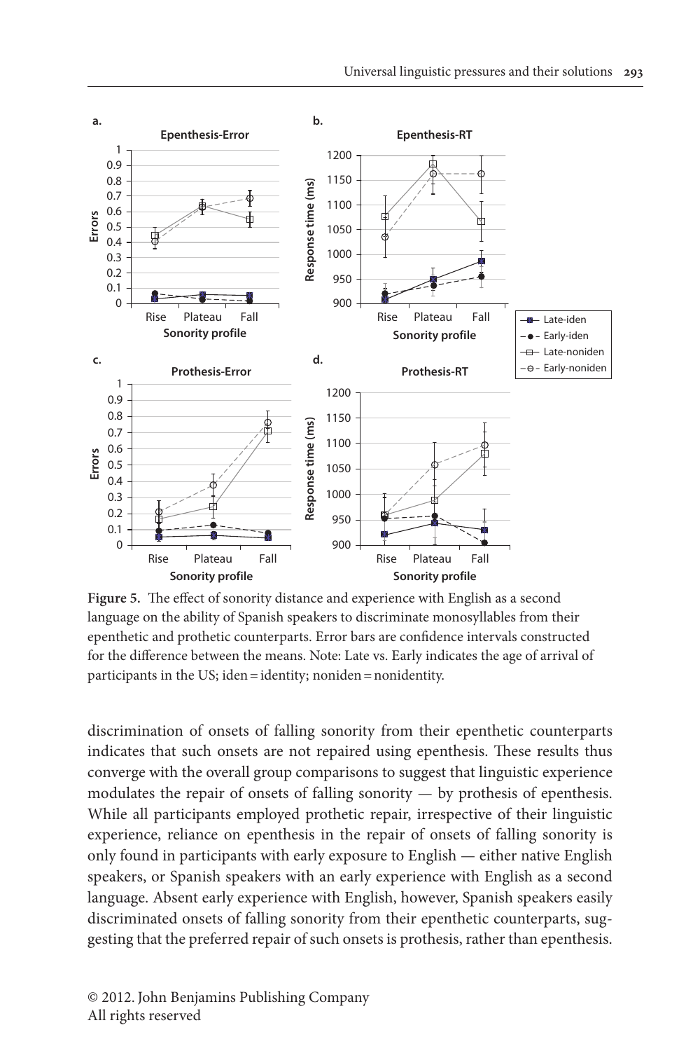**Figure 5.** The effect of sonority distance and experience with English as a second language on the ability of Spanish speakers to discriminate monosyllables from their epenthetic and prothetic counterparts. Error bars are confidence intervals constructed for the difference between the means. Note: Late vs. Early indicates the age of arrival of participants in the US; iden = identity; noniden = nonidentity.

discrimination of onsets of falling sonority from their epenthetic counterparts indicates that such onsets are not repaired using epenthesis. These results thus converge with the overall group comparisons to suggest that linguistic experience modulates the repair of onsets of falling sonority — by prothesis of epenthesis. While all participants employed prothetic repair, irrespective of their linguistic experience, reliance on epenthesis in the repair of onsets of falling sonority is only found in participants with early exposure to English — either native English speakers, or Spanish speakers with an early experience with English as a second language. Absent early experience with English, however, Spanish speakers easily discriminated onsets of falling sonority from their epenthetic counterparts, suggesting that the preferred repair of such onsets is prothesis, rather than epenthesis.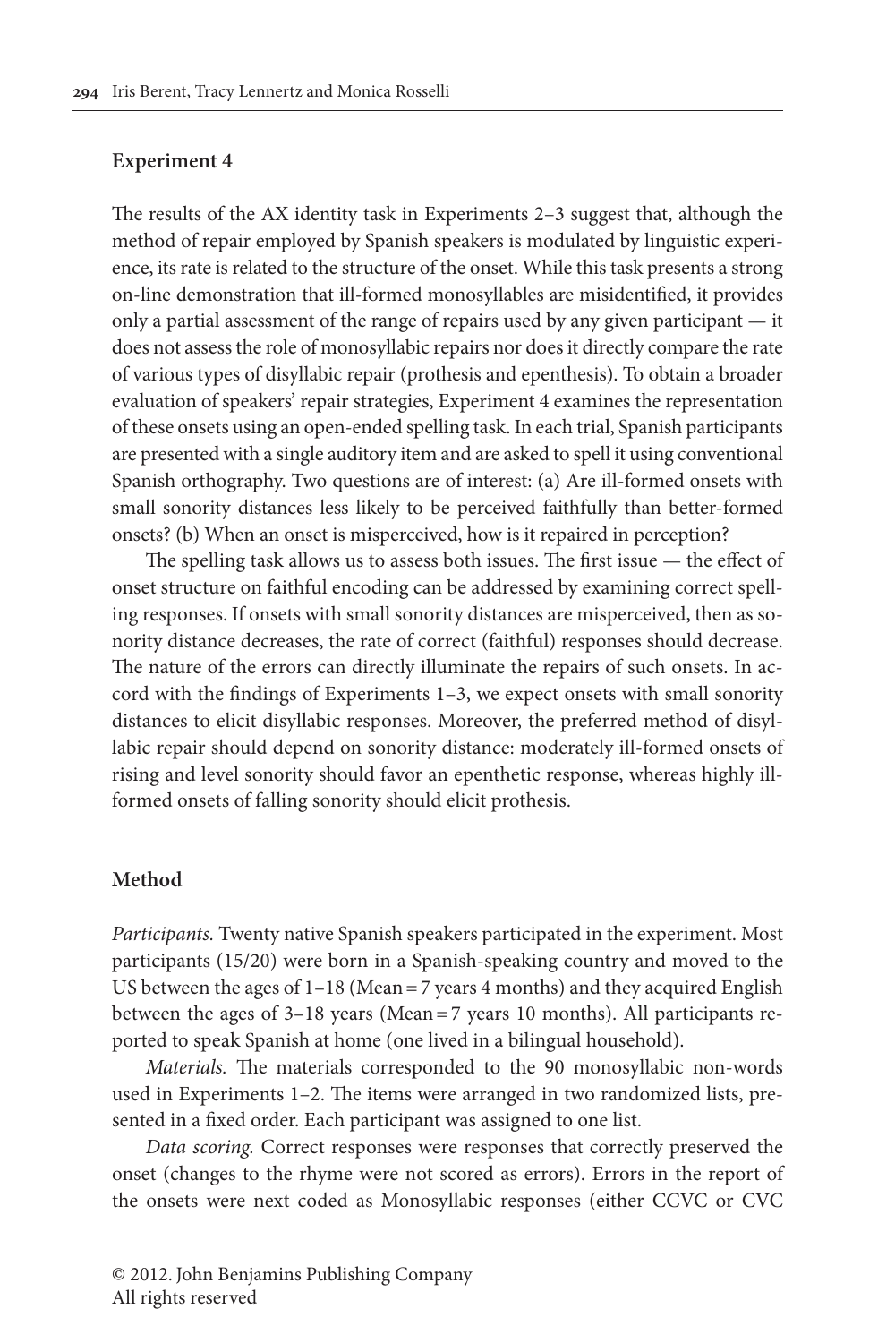## Experiment 4

The results of the AX identity task in Experiments 2–3 suggest that, although the method of repair employed by Spanish speakers is modulated by linguistic experience, its rate is related to the structure of the onset. While this task presents a strong on-line demonstration that ill-formed monosyllables are misidentified, it provides only a partial assessment of the range of repairs used by any given participant — it does not assess the role of monosyllabic repairs nor does it directly compare the rate of various types of disyllabic repair (prothesis and epenthesis). To obtain a broader evaluation of speakers' repair strategies, Experiment 4 examines the representation of these onsets using an open-ended spelling task. In each trial, Spanish participants are presented with a single auditory item and are asked to spell it using conventional Spanish orthography. Two questions are of interest: (a) Are ill-formed onsets with small sonority distances less likely to be perceived faithfully than better-formed onsets? (b) When an onset is misperceived, how is it repaired in perception?

The spelling task allows us to assess both issues. The first issue — the effect of onset structure on faithful encoding can be addressed by examining correct spelling responses. If onsets with small sonority distances are misperceived, then as sonority distance decreases, the rate of correct (faithful) responses should decrease. The nature of the errors can directly illuminate the repairs of such onsets. In accord with the findings of Experiments 1–3, we expect onsets with small sonority distances to elicit disyllabic responses. Moreover, the preferred method of disyllabic repair should depend on sonority distance: moderately ill-formed onsets of rising and level sonority should favor an epenthetic response, whereas highly ill-formed onsets of falling sonority should elicit prothesis.

## Method

*Participants.* Twenty native Spanish speakers participated in the experiment. Most participants (15/20) were born in a Spanish-speaking country and moved to the US between the ages of 1–18 (Mean = 7 years 4 months) and they acquired English between the ages of 3–18 years (Mean = 7 years 10 months). All participants reported to speak Spanish at home (one lived in a bilingual household).

*Materials.* The materials corresponded to the 90 monosyllabic non-words used in Experiments 1–2. The items were arranged in two randomized lists, presented in a fixed order. Each participant was assigned to one list.

*Data scoring.* Correct responses were responses that correctly preserved the onset (changes to the rhyme were not scored as errors). Errors in the report of the onsets were next coded as Monosyllabic responses (either CCVC or CVC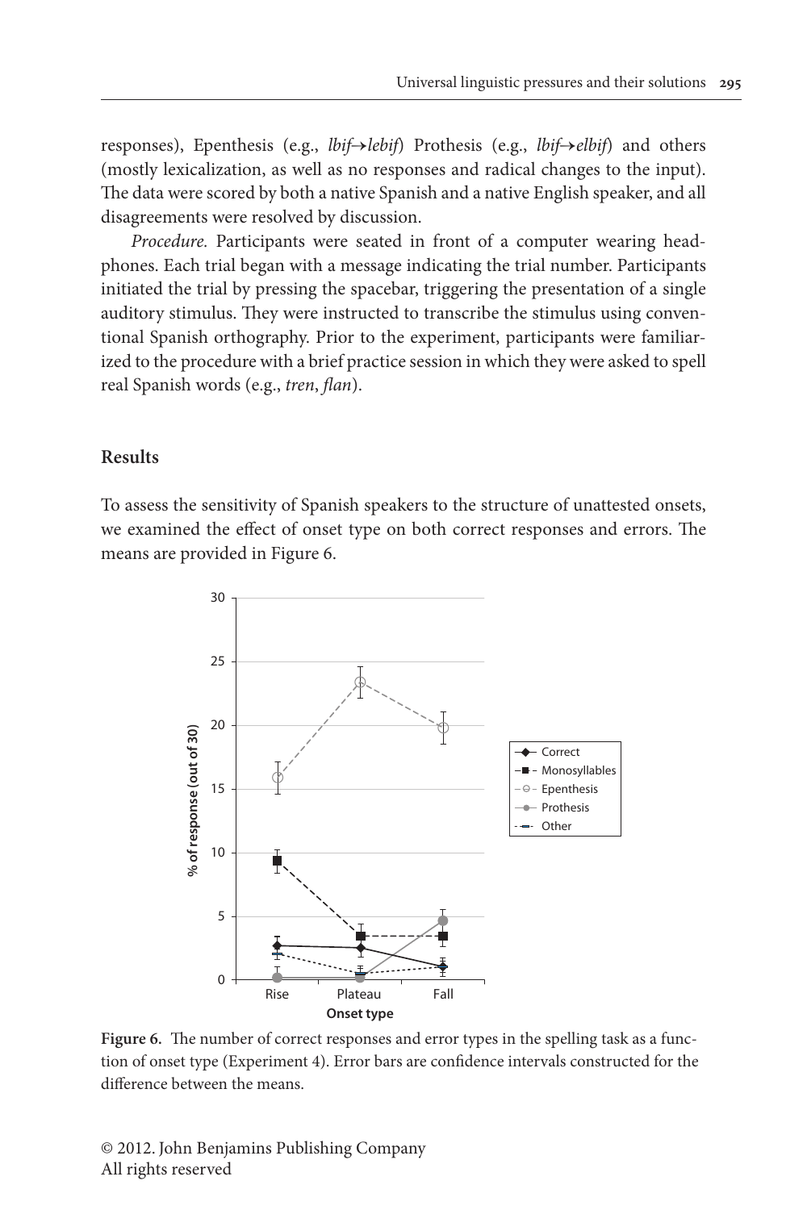responses), Epenthesis (e.g., *lbif→lebif*) Prothesis (e.g., *lbif→elbif*) and others (mostly lexicalization, as well as no responses and radical changes to the input). The data were scored by both a native Spanish and a native English speaker, and all disagreements were resolved by discussion.

*Procedure.* Participants were seated in front of a computer wearing headphones. Each trial began with a message indicating the trial number. Participants initiated the trial by pressing the spacebar, triggering the presentation of a single auditory stimulus. They were instructed to transcribe the stimulus using conventional Spanish orthography. Prior to the experiment, participants were familiarized to the procedure with a brief practice session in which they were asked to spell real Spanish words (e.g., *tren*, *flan*).

## Results

To assess the sensitivity of Spanish speakers to the structure of unattested onsets, we examined the effect of onset type on both correct responses and errors. The means are provided in Figure 6.

**Figure 6.** The number of correct responses and error types in the spelling task as a function of onset type (Experiment 4). Error bars are confidence intervals constructed for the difference between the means.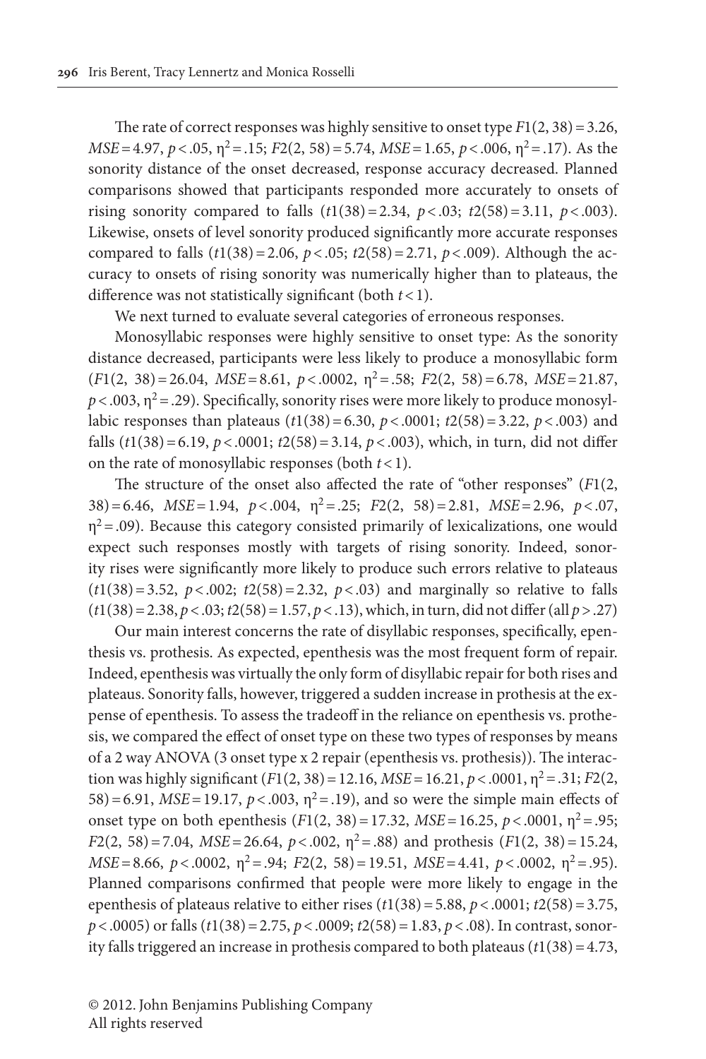The rate of correct responses was highly sensitive to onset type $F1(2, 38) = 3.26$, $MSE = 4.97$, $p < .05$, $\eta^2 = .15$; $F2(2, 58) = 5.74$, $MSE = 1.65$, $p < .006$, $\eta^2 = .17$). As the sonority distance of the onset decreased, response accuracy decreased. Planned comparisons showed that participants responded more accurately to onsets of rising sonority compared to falls ($t1(38) = 2.34$, $p < .03$; $t2(58) = 3.11$, $p < .003$). Likewise, onsets of level sonority produced significantly more accurate responses compared to falls ($t1(38) = 2.06$, $p < .05$; $t2(58) = 2.71$, $p < .009$). Although the accuracy to onsets of rising sonority was numerically higher than to plateaus, the difference was not statistically significant (both $t < 1$).

We next turned to evaluate several categories of erroneous responses.

Monosyllabic responses were highly sensitive to onset type: As the sonority distance decreased, participants were less likely to produce a monosyllabic form ($F1(2, 38) = 26.04$, $MSE = 8.61$, $p < .0002$, $\eta^2 = .58$; $F2(2, 58) = 6.78$, $MSE = 21.87$, $p < .003$, $\eta^2 = .29$). Specifically, sonority rises were more likely to produce monosyllabic responses than plateaus ($t1(38) = 6.30$, $p < .0001$; $t2(58) = 3.22$, $p < .003$) and falls ($t1(38) = 6.19$, $p < .0001$; $t2(58) = 3.14$, $p < .003$), which, in turn, did not differ on the rate of monosyllabic responses (both $t < 1$).

The structure of the onset also affected the rate of "other responses" ($F1(2, 38) = 6.46$, $MSE = 1.94$, $p < .004$, $\eta^2 = .25$; $F2(2, 58) = 2.81$, $MSE = 2.96$, $p < .07$, $\eta^2 = .09$). Because this category consisted primarily of lexicalizations, one would expect such responses mostly with targets of rising sonority. Indeed, sonority rises were significantly more likely to produce such errors relative to plateaus ($t1(38) = 3.52$, $p < .002$; $t2(58) = 2.32$, $p < .03$) and marginally so relative to falls ($t1(38) = 2.38$, $p < .03$; $t2(58) = 1.57$, $p < .13$), which, in turn, did not differ (all $p > .27$)

Our main interest concerns the rate of disyllabic responses, specifically, epenthesis vs. prothesis. As expected, epenthesis was the most frequent form of repair. Indeed, epenthesis was virtually the only form of disyllabic repair for both rises and plateaus. Sonority falls, however, triggered a sudden increase in prothesis at the expense of epenthesis. To assess the tradeoff in the reliance on epenthesis vs. prothesis, we compared the effect of onset type on these two types of responses by means of a 2 way ANOVA (3 onset type x 2 repair (epenthesis vs. prothesis)). The interaction was highly significant ($F1(2, 38) = 12.16$, $MSE = 16.21$, $p < .0001$, $\eta^2 = .31$; $F2(2, 58) = 6.91$, $MSE = 19.17$, $p < .003$, $\eta^2 = .19$), and so were the simple main effects of onset type on both epenthesis ($F1(2, 38) = 17.32$, $MSE = 16.25$, $p < .0001$, $\eta^2 = .95$; $F2(2, 58) = 7.04$, $MSE = 26.64$, $p < .002$, $\eta^2 = .88$) and prothesis ($F1(2, 38) = 15.24$, $MSE = 8.66$, $p < .0002$, $\eta^2 = .94$; $F2(2, 58) = 19.51$, $MSE = 4.41$, $p < .0002$, $\eta^2 = .95$). Planned comparisons confirmed that people were more likely to engage in the epenthesis of plateaus relative to either rises ($t1(38) = 5.88$, $p < .0001$; $t2(58) = 3.75$, $p < .0005$) or falls ($t1(38) = 2.75$, $p < .0009$; $t2(58) = 1.83$, $p < .08$). In contrast, sonority falls triggered an increase in prothesis compared to both plateaus ($t1(38) = 4.73$,

© 2012. John Benjamins Publishing Company
All rights reserved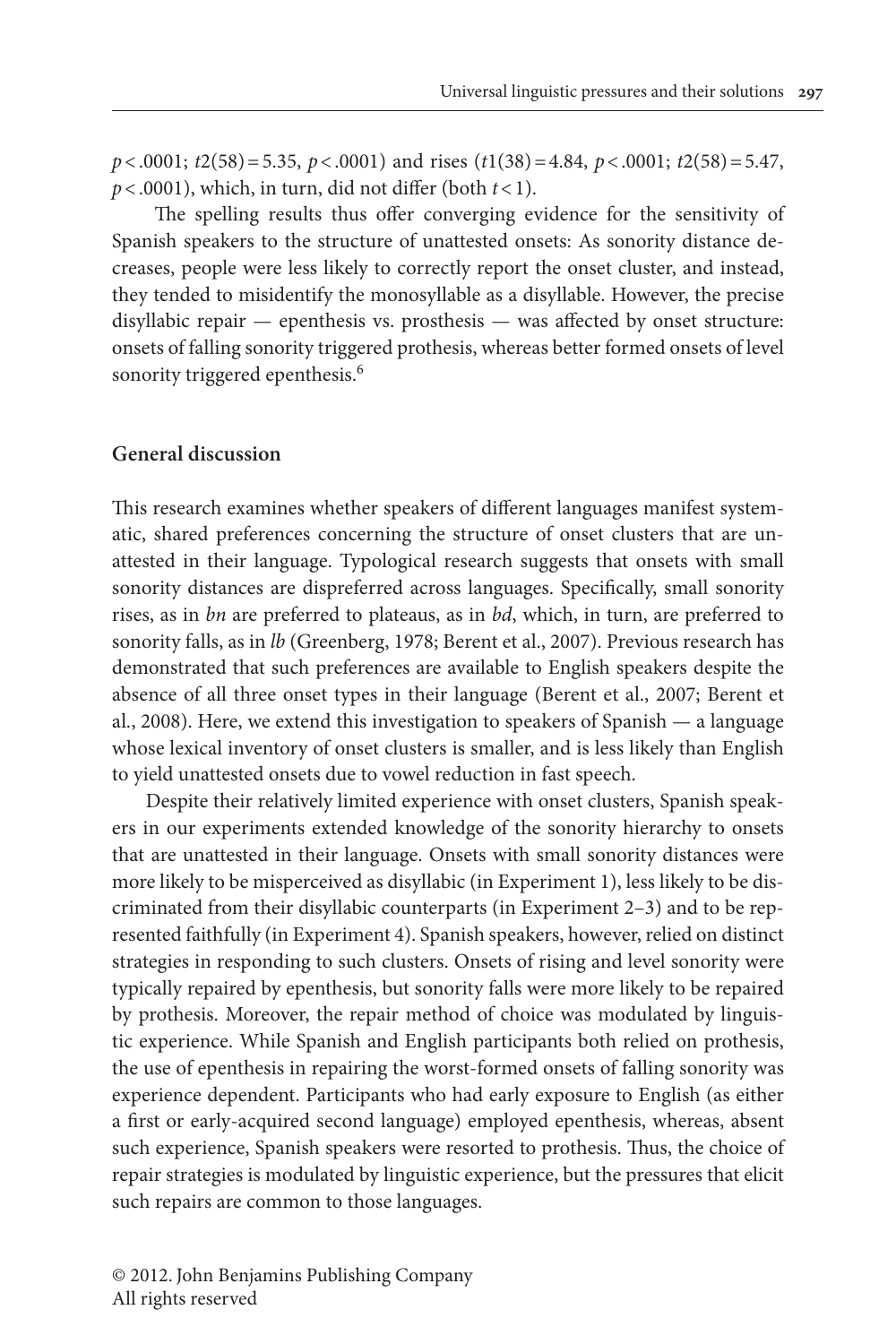$p < .0001$; $t2(58) = 5.35$, $p < .0001$) and rises ($t1(38) = 4.84$, $p < .0001$; $t2(58) = 5.47$, $p < .0001$), which, in turn, did not differ (both $t < 1$).

The spelling results thus offer converging evidence for the sensitivity of Spanish speakers to the structure of unattested onsets: As sonority distance decreases, people were less likely to correctly report the onset cluster, and instead, they tended to misidentify the monosyllable as a disyllable. However, the precise disyllabic repair — epenthesis vs. prosthesis — was affected by onset structure: onsets of falling sonority triggered prothesis, whereas better formed onsets of level sonority triggered epenthesis.[6]

## General discussion

This research examines whether speakers of different languages manifest systematic, shared preferences concerning the structure of onset clusters that are unattested in their language. Typological research suggests that onsets with small sonority distances are dispreferred across languages. Specifically, small sonority rises, as in *bn* are preferred to plateaus, as in *bd*, which, in turn, are preferred to sonority falls, as in *lb* (Greenberg, 1978; Berent et al., 2007). Previous research has demonstrated that such preferences are available to English speakers despite the absence of all three onset types in their language (Berent et al., 2007; Berent et al., 2008). Here, we extend this investigation to speakers of Spanish — a language whose lexical inventory of onset clusters is smaller, and is less likely than English to yield unattested onsets due to vowel reduction in fast speech.

Despite their relatively limited experience with onset clusters, Spanish speakers in our experiments extended knowledge of the sonority hierarchy to onsets that are unattested in their language. Onsets with small sonority distances were more likely to be misperceived as disyllabic (in Experiment 1), less likely to be discriminated from their disyllabic counterparts (in Experiment 2–3) and to be represented faithfully (in Experiment 4). Spanish speakers, however, relied on distinct strategies in responding to such clusters. Onsets of rising and level sonority were typically repaired by epenthesis, but sonority falls were more likely to be repaired by prothesis. Moreover, the repair method of choice was modulated by linguistic experience. While Spanish and English participants both relied on prothesis, the use of epenthesis in repairing the worst-formed onsets of falling sonority was experience dependent. Participants who had early exposure to English (as either a first or early-acquired second language) employed epenthesis, whereas, absent such experience, Spanish speakers were resorted to prothesis. Thus, the choice of repair strategies is modulated by linguistic experience, but the pressures that elicit such repairs are common to those languages.

© 2012. John Benjamins Publishing Company
All rights reserved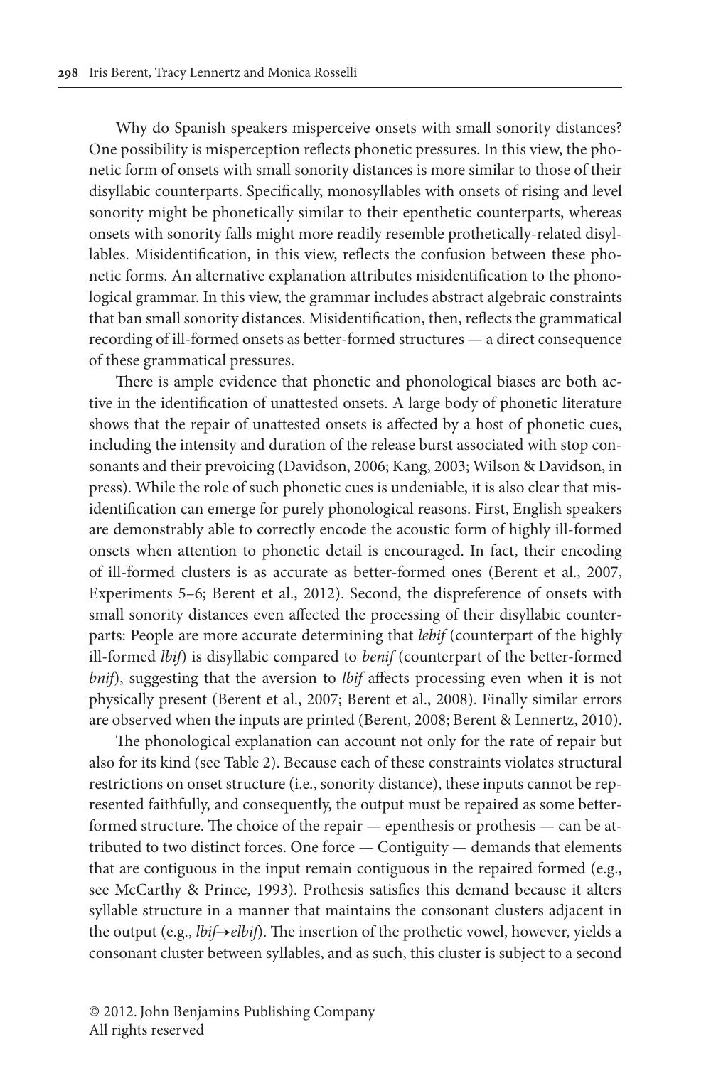Why do Spanish speakers misperceive onsets with small sonority distances? One possibility is misperception reflects phonetic pressures. In this view, the phonetic form of onsets with small sonority distances is more similar to those of their disyllabic counterparts. Specifically, monosyllables with onsets of rising and level sonority might be phonetically similar to their epenthetic counterparts, whereas onsets with sonority falls might more readily resemble prothetically-related disyllables. Misidentification, in this view, reflects the confusion between these phonetic forms. An alternative explanation attributes misidentification to the phonological grammar. In this view, the grammar includes abstract algebraic constraints that ban small sonority distances. Misidentification, then, reflects the grammatical recording of ill-formed onsets as better-formed structures — a direct consequence of these grammatical pressures.

There is ample evidence that phonetic and phonological biases are both active in the identification of unattested onsets. A large body of phonetic literature shows that the repair of unattested onsets is affected by a host of phonetic cues, including the intensity and duration of the release burst associated with stop consonants and their prevoicing (Davidson, 2006; Kang, 2003; Wilson & Davidson, in press). While the role of such phonetic cues is undeniable, it is also clear that misidentification can emerge for purely phonological reasons. First, English speakers are demonstrably able to correctly encode the acoustic form of highly ill-formed onsets when attention to phonetic detail is encouraged. In fact, their encoding of ill-formed clusters is as accurate as better-formed ones (Berent et al., 2007, Experiments 5–6; Berent et al., 2012). Second, the dispreference of onsets with small sonority distances even affected the processing of their disyllabic counterparts: People are more accurate determining that *lebif* (counterpart of the highly ill-formed *lbif*) is disyllabic compared to *benif* (counterpart of the better-formed *bnif*), suggesting that the aversion to *lbif* affects processing even when it is not physically present (Berent et al., 2007; Berent et al., 2008). Finally similar errors are observed when the inputs are printed (Berent, 2008; Berent & Lennertz, 2010).

The phonological explanation can account not only for the rate of repair but also for its kind (see Table 2). Because each of these constraints violates structural restrictions on onset structure (i.e., sonority distance), these inputs cannot be represented faithfully, and consequently, the output must be repaired as some better-formed structure. The choice of the repair — epenthesis or prothesis — can be attributed to two distinct forces. One force — Contiguity — demands that elements that are contiguous in the input remain contiguous in the repaired formed (e.g., see McCarthy & Prince, 1993). Prothesis satisfies this demand because it alters syllable structure in a manner that maintains the consonant clusters adjacent in the output (e.g., *lbif*→*elbif*). The insertion of the prothetic vowel, however, yields a consonant cluster between syllables, and as such, this cluster is subject to a second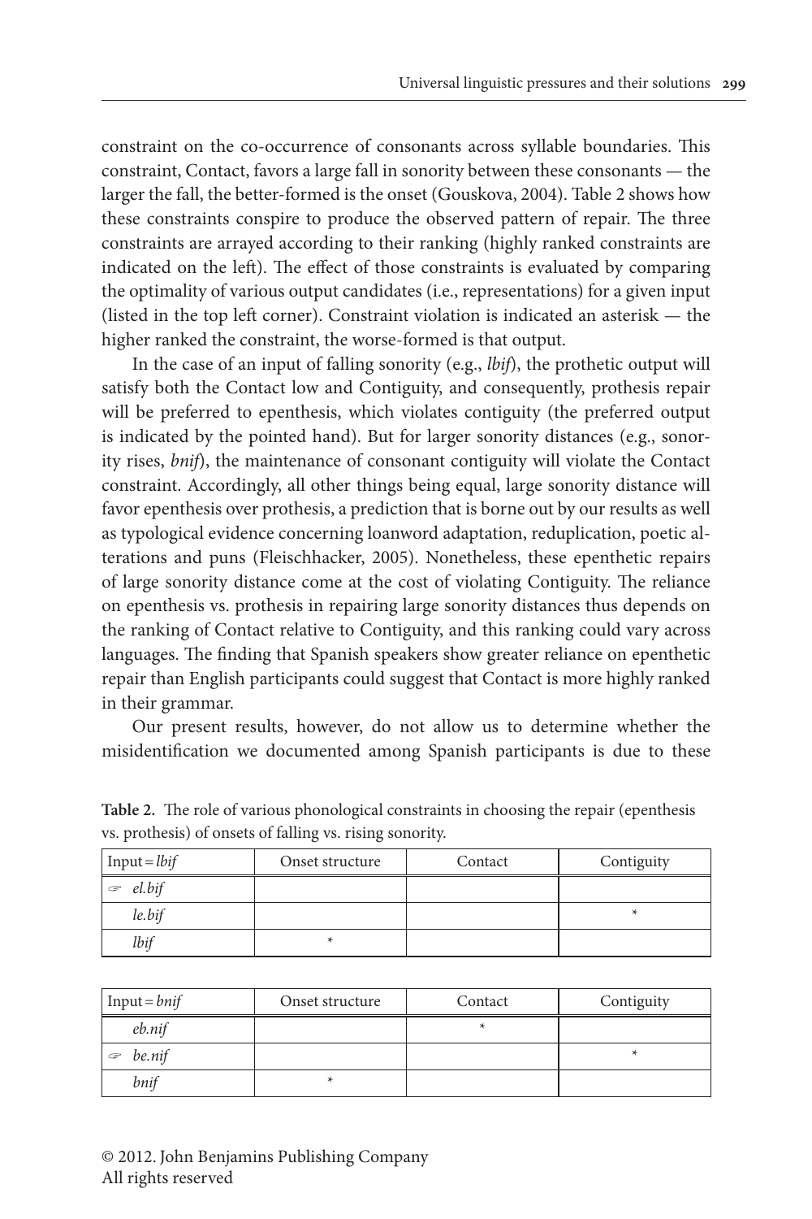constraint on the co-occurrence of consonants across syllable boundaries. This constraint, Contact, favors a large fall in sonority between these consonants — the larger the fall, the better-formed is the onset (Gouskova, 2004). Table 2 shows how these constraints conspire to produce the observed pattern of repair. The three constraints are arrayed according to their ranking (highly ranked constraints are indicated on the left). The effect of those constraints is evaluated by comparing the optimality of various output candidates (i.e., representations) for a given input (listed in the top left corner). Constraint violation is indicated an asterisk — the higher ranked the constraint, the worse-formed is that output.

In the case of an input of falling sonority (e.g., *lbif*), the prothetic output will satisfy both the Contact low and Contiguity, and consequently, prothesis repair will be preferred to epenthesis, which violates contiguity (the preferred output is indicated by the pointed hand). But for larger sonority distances (e.g., sonority rises, *bnif*), the maintenance of consonant contiguity will violate the Contact constraint. Accordingly, all other things being equal, large sonority distance will favor epenthesis over prothesis, a prediction that is borne out by our results as well as typological evidence concerning loanword adaptation, reduplication, poetic alterations and puns (Fleischhacker, 2005). Nonetheless, these epenthetic repairs of large sonority distance come at the cost of violating Contiguity. The reliance on epenthesis vs. prothesis in repairing large sonority distances thus depends on the ranking of Contact relative to Contiguity, and this ranking could vary across languages. The finding that Spanish speakers show greater reliance on epenthetic repair than English participants could suggest that Contact is more highly ranked in their grammar.

Our present results, however, do not allow us to determine whether the misidentification we documented among Spanish participants is due to these

**Table 2.** The role of various phonological constraints in choosing the repair (epenthesis vs. prothesis) of onsets of falling vs. rising sonority.

| Input = *lbif* | Onset structure | Contact | Contiguity |
|---|---|---|---|
| ☞ *el.bif* | | | |
| *le.bif* | | | * |
| *lbif* | * | | |

| Input = *bnif* | Onset structure | Contact | Contiguity |
|---|---|---|---|
| *eb.nif* | | * | |
| ☞ *be.nif* | | | * |
| *bnif* | * | | |

© 2012. John Benjamins Publishing Company
All rights reserved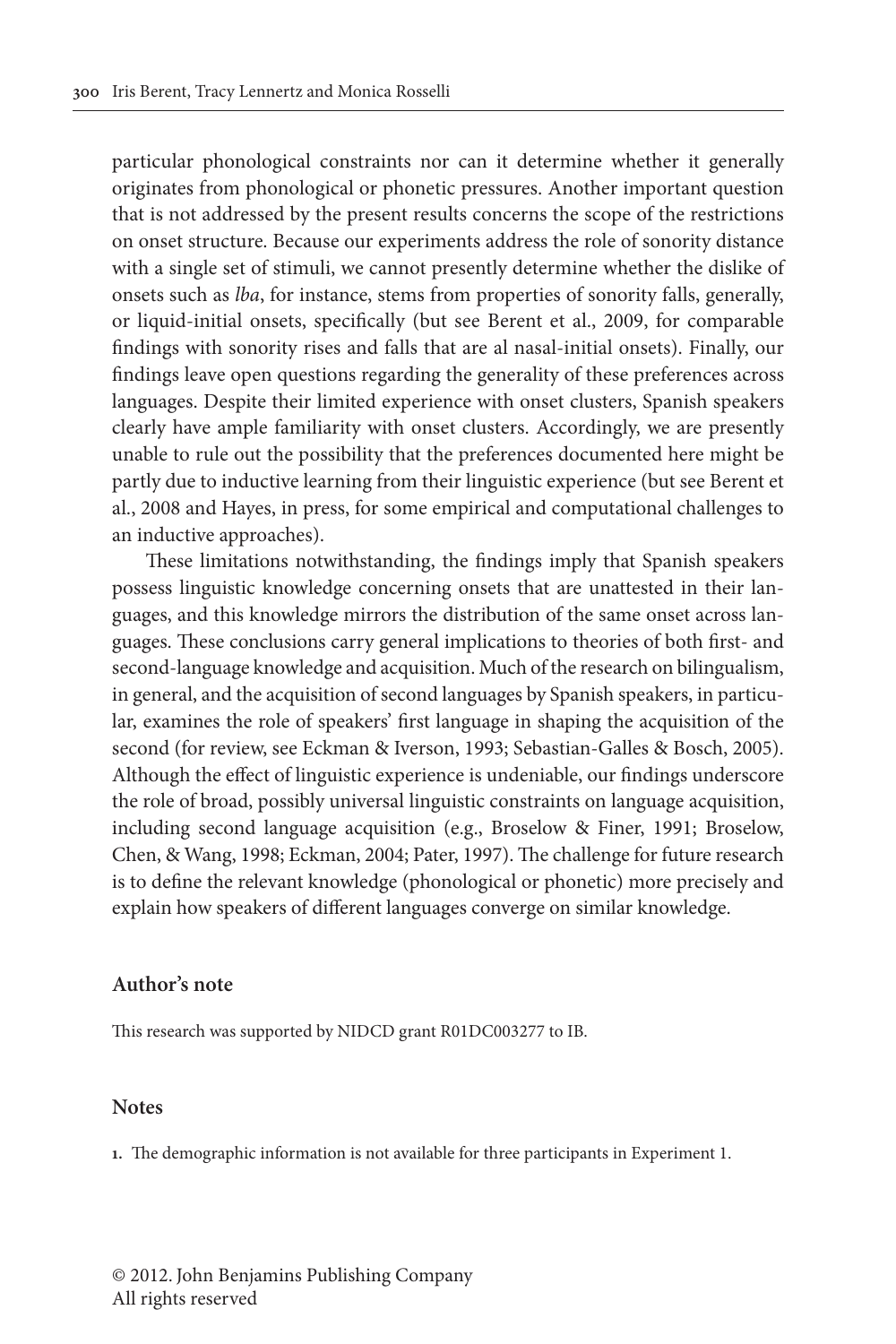particular phonological constraints nor can it determine whether it generally originates from phonological or phonetic pressures. Another important question that is not addressed by the present results concerns the scope of the restrictions on onset structure. Because our experiments address the role of sonority distance with a single set of stimuli, we cannot presently determine whether the dislike of onsets such as *lba*, for instance, stems from properties of sonority falls, generally, or liquid-initial onsets, specifically (but see Berent et al., 2009, for comparable findings with sonority rises and falls that are al nasal-initial onsets). Finally, our findings leave open questions regarding the generality of these preferences across languages. Despite their limited experience with onset clusters, Spanish speakers clearly have ample familiarity with onset clusters. Accordingly, we are presently unable to rule out the possibility that the preferences documented here might be partly due to inductive learning from their linguistic experience (but see Berent et al., 2008 and Hayes, in press, for some empirical and computational challenges to an inductive approaches).

These limitations notwithstanding, the findings imply that Spanish speakers possess linguistic knowledge concerning onsets that are unattested in their languages, and this knowledge mirrors the distribution of the same onset across languages. These conclusions carry general implications to theories of both first- and second-language knowledge and acquisition. Much of the research on bilingualism, in general, and the acquisition of second languages by Spanish speakers, in particular, examines the role of speakers' first language in shaping the acquisition of the second (for review, see Eckman & Iverson, 1993; Sebastian-Galles & Bosch, 2005). Although the effect of linguistic experience is undeniable, our findings underscore the role of broad, possibly universal linguistic constraints on language acquisition, including second language acquisition (e.g., Broselow & Finer, 1991; Broselow, Chen, & Wang, 1998; Eckman, 2004; Pater, 1997). The challenge for future research is to define the relevant knowledge (phonological or phonetic) more precisely and explain how speakers of different languages converge on similar knowledge.

## Author's note

This research was supported by NIDCD grant R01DC003277 to IB.

## Notes

**1.** The demographic information is not available for three participants in Experiment 1.

© 2012. John Benjamins Publishing Company
All rights reserved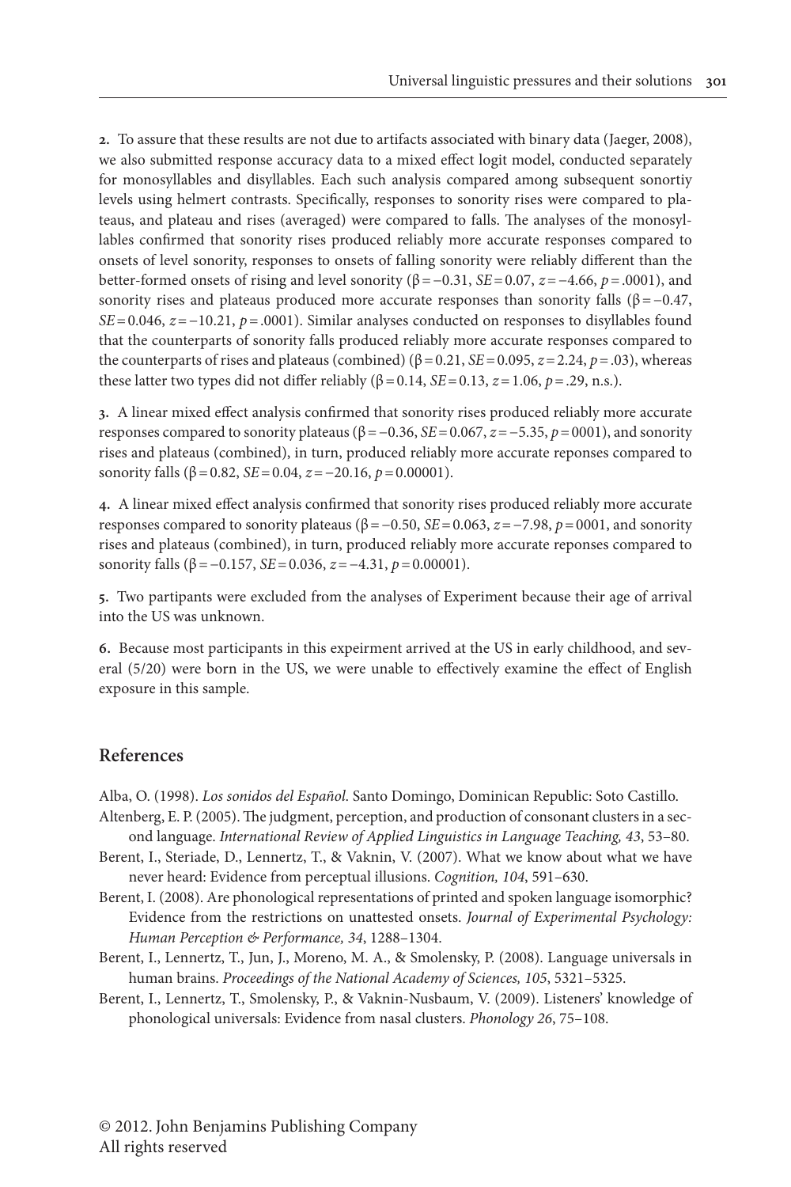**2.** To assure that these results are not due to artifacts associated with binary data (Jaeger, 2008), we also submitted response accuracy data to a mixed effect logit model, conducted separately for monosyllables and disyllables. Each such analysis compared among subsequent sonortiy levels using helmert contrasts. Specifically, responses to sonority rises were compared to plateaus, and plateau and rises (averaged) were compared to falls. The analyses of the monosyllables confirmed that sonority rises produced reliably more accurate responses compared to onsets of level sonority, responses to onsets of falling sonority were reliably different than the better-formed onsets of rising and level sonority ($\beta = -0.31$, $SE = 0.07$, $z = -4.66$, $p = .0001$), and sonority rises and plateaus produced more accurate responses than sonority falls ($\beta = -0.47$, $SE = 0.046$, $z = -10.21$, $p = .0001$). Similar analyses conducted on responses to disyllables found that the counterparts of sonority falls produced reliably more accurate responses compared to the counterparts of rises and plateaus (combined) ($\beta = 0.21$, $SE = 0.095$, $z = 2.24$, $p = .03$), whereas these latter two types did not differ reliably ($\beta = 0.14$, $SE = 0.13$, $z = 1.06$, $p = .29$, n.s.).

**3.** A linear mixed effect analysis confirmed that sonority rises produced reliably more accurate responses compared to sonority plateaus ($\beta = -0.36$, $SE = 0.067$, $z = -5.35$, $p = 0001$), and sonority rises and plateaus (combined), in turn, produced reliably more accurate reponses compared to sonority falls ($\beta = 0.82$, $SE = 0.04$, $z = -20.16$, $p = 0.00001$).

**4.** A linear mixed effect analysis confirmed that sonority rises produced reliably more accurate responses compared to sonority plateaus ($\beta = -0.50$, $SE = 0.063$, $z = -7.98$, $p = 0001$, and sonority rises and plateaus (combined), in turn, produced reliably more accurate reponses compared to sonority falls ($\beta = -0.157$, $SE = 0.036$, $z = -4.31$, $p = 0.00001$).

**5.** Two partipants were excluded from the analyses of Experiment because their age of arrival into the US was unknown.

**6.** Because most participants in this expeirment arrived at the US in early childhood, and several (5/20) were born in the US, we were unable to effectively examine the effect of English exposure in this sample.

## References

Alba, O. (1998). *Los sonidos del Español*. Santo Domingo, Dominican Republic: Soto Castillo.

Altenberg, E. P. (2005). The judgment, perception, and production of consonant clusters in a second language. *International Review of Applied Linguistics in Language Teaching, 43*, 53–80.

Berent, I., Steriade, D., Lennertz, T., & Vaknin, V. (2007). What we know about what we have never heard: Evidence from perceptual illusions. *Cognition, 104*, 591–630.

Berent, I. (2008). Are phonological representations of printed and spoken language isomorphic? Evidence from the restrictions on unattested onsets. *Journal of Experimental Psychology: Human Perception & Performance, 34*, 1288–1304.

Berent, I., Lennertz, T., Jun, J., Moreno, M. A., & Smolensky, P. (2008). Language universals in human brains. *Proceedings of the National Academy of Sciences, 105*, 5321–5325.

Berent, I., Lennertz, T., Smolensky, P., & Vaknin-Nusbaum, V. (2009). Listeners' knowledge of phonological universals: Evidence from nasal clusters. *Phonology 26*, 75–108.

© 2012. John Benjamins Publishing Company
All rights reserved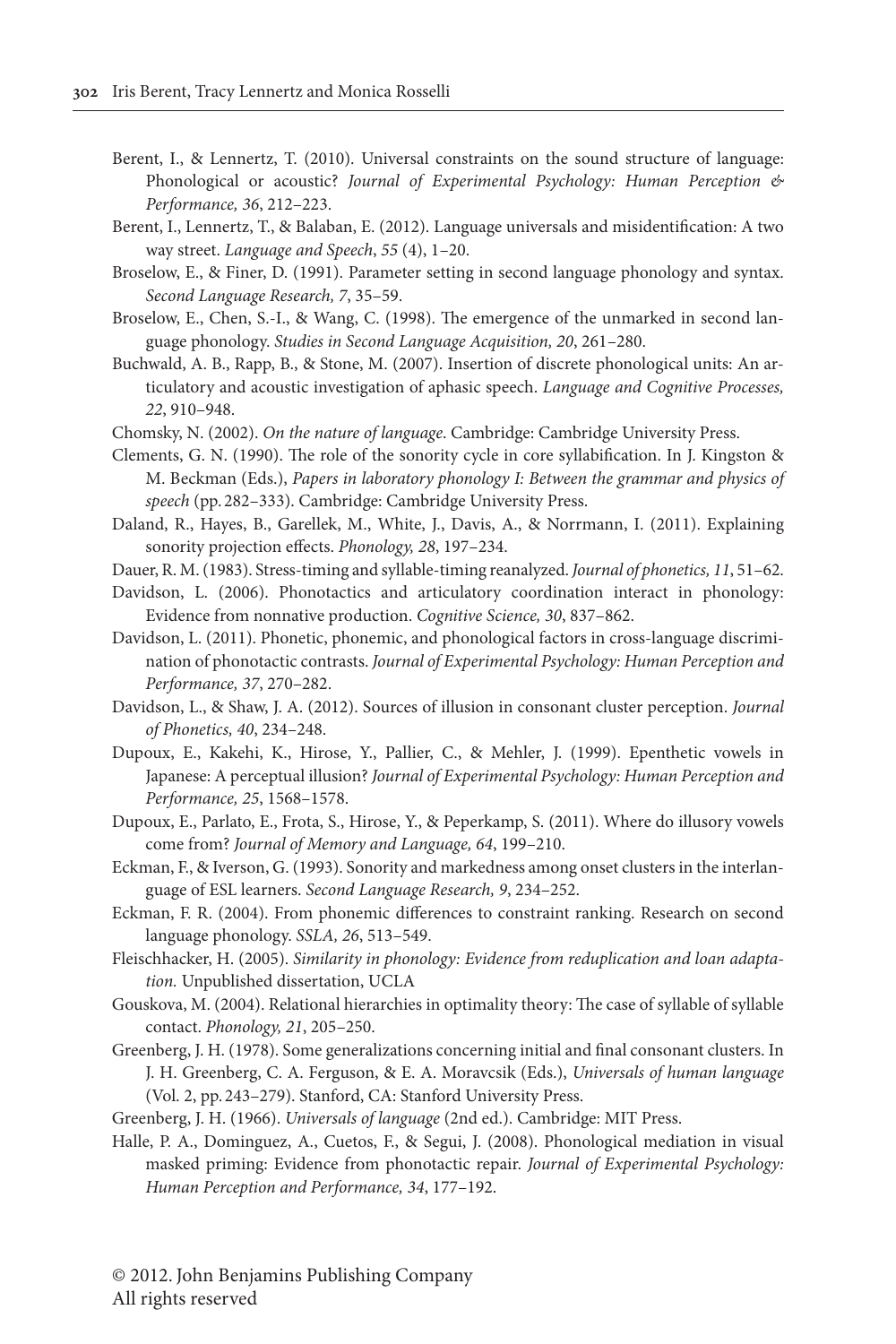Berent, I., & Lennertz, T. (2010). Universal constraints on the sound structure of language: Phonological or acoustic? *Journal of Experimental Psychology: Human Perception & Performance, 36*, 212–223.

Berent, I., Lennertz, T., & Balaban, E. (2012). Language universals and misidentification: A two way street. *Language and Speech*, *55* (4), 1–20.

Broselow, E., & Finer, D. (1991). Parameter setting in second language phonology and syntax. *Second Language Research, 7*, 35–59.

Broselow, E., Chen, S.-I., & Wang, C. (1998). The emergence of the unmarked in second language phonology. *Studies in Second Language Acquisition, 20*, 261–280.

Buchwald, A. B., Rapp, B., & Stone, M. (2007). Insertion of discrete phonological units: An articulatory and acoustic investigation of aphasic speech. *Language and Cognitive Processes, 22*, 910–948.

Chomsky, N. (2002). *On the nature of language*. Cambridge: Cambridge University Press.

Clements, G. N. (1990). The role of the sonority cycle in core syllabification. In J. Kingston & M. Beckman (Eds.), *Papers in laboratory phonology I: Between the grammar and physics of speech* (pp. 282–333). Cambridge: Cambridge University Press.

Daland, R., Hayes, B., Garellek, M., White, J., Davis, A., & Norrmann, I. (2011). Explaining sonority projection effects. *Phonology, 28*, 197–234.

Dauer, R. M. (1983). Stress-timing and syllable-timing reanalyzed. *Journal of phonetics, 11*, 51–62.

Davidson, L. (2006). Phonotactics and articulatory coordination interact in phonology: Evidence from nonnative production. *Cognitive Science, 30*, 837–862.

Davidson, L. (2011). Phonetic, phonemic, and phonological factors in cross-language discrimination of phonotactic contrasts. *Journal of Experimental Psychology: Human Perception and Performance, 37*, 270–282.

Davidson, L., & Shaw, J. A. (2012). Sources of illusion in consonant cluster perception. *Journal of Phonetics, 40*, 234–248.

Dupoux, E., Kakehi, K., Hirose, Y., Pallier, C., & Mehler, J. (1999). Epenthetic vowels in Japanese: A perceptual illusion? *Journal of Experimental Psychology: Human Perception and Performance, 25*, 1568–1578.

Dupoux, E., Parlato, E., Frota, S., Hirose, Y., & Peperkamp, S. (2011). Where do illusory vowels come from? *Journal of Memory and Language, 64*, 199–210.

Eckman, F., & Iverson, G. (1993). Sonority and markedness among onset clusters in the interlanguage of ESL learners. *Second Language Research, 9*, 234–252.

Eckman, F. R. (2004). From phonemic differences to constraint ranking. Research on second language phonology. *SSLA, 26*, 513–549.

Fleischhacker, H. (2005). *Similarity in phonology: Evidence from reduplication and loan adaptation.* Unpublished dissertation, UCLA

Gouskova, M. (2004). Relational hierarchies in optimality theory: The case of syllable of syllable contact. *Phonology, 21*, 205–250.

Greenberg, J. H. (1978). Some generalizations concerning initial and final consonant clusters. In J. H. Greenberg, C. A. Ferguson, & E. A. Moravcsik (Eds.), *Universals of human language* (Vol. 2, pp. 243–279). Stanford, CA: Stanford University Press.

Greenberg, J. H. (1966). *Universals of language* (2nd ed.). Cambridge: MIT Press.

Halle, P. A., Dominguez, A., Cuetos, F., & Segui, J. (2008). Phonological mediation in visual masked priming: Evidence from phonotactic repair. *Journal of Experimental Psychology: Human Perception and Performance, 34*, 177–192.

© 2012. John Benjamins Publishing Company
All rights reserved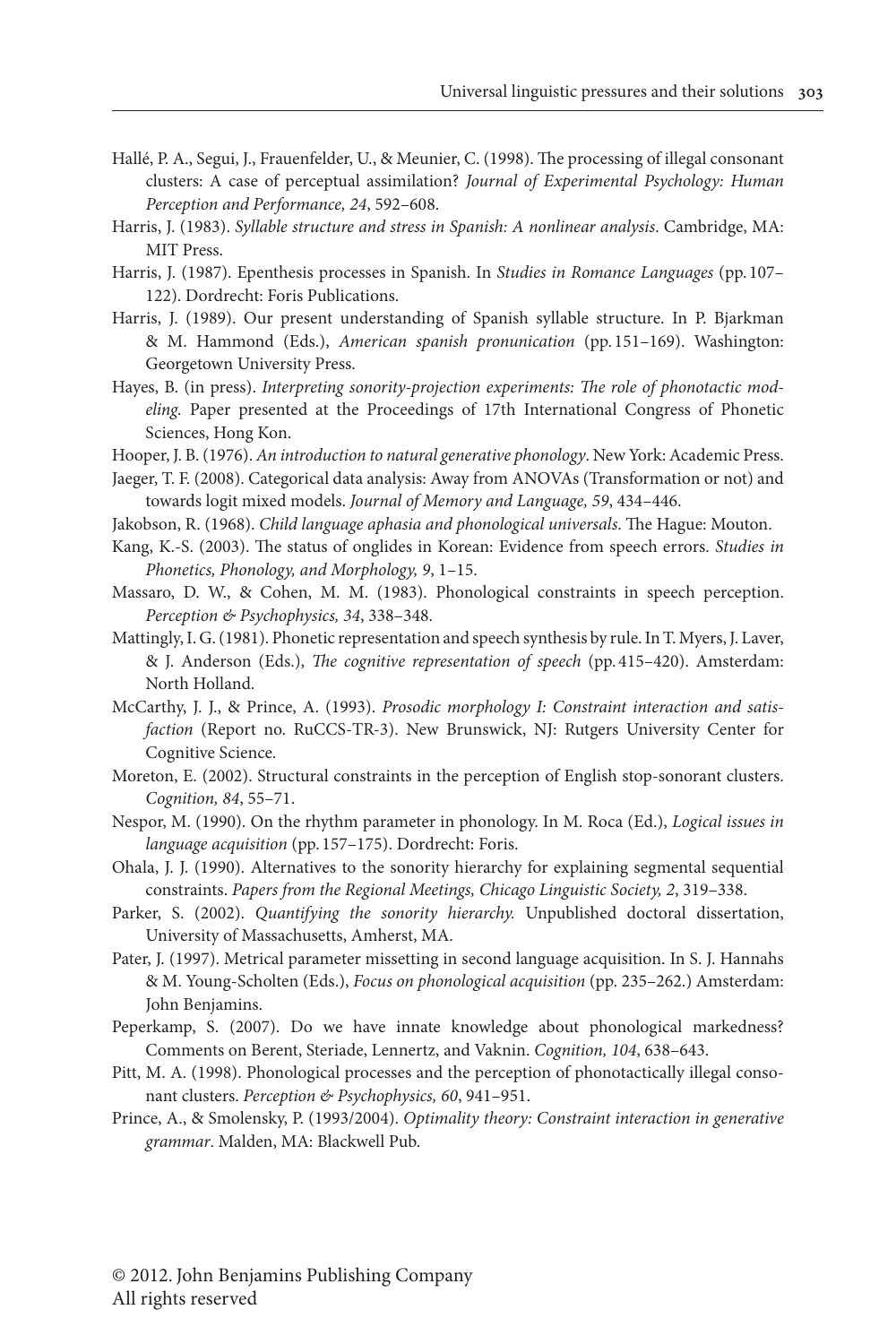Hallé, P. A., Segui, J., Frauenfelder, U., & Meunier, C. (1998). The processing of illegal consonant clusters: A case of perceptual assimilation? *Journal of Experimental Psychology: Human Perception and Performance, 24*, 592–608.

Harris, J. (1983). *Syllable structure and stress in Spanish: A nonlinear analysis*. Cambridge, MA: MIT Press.

Harris, J. (1987). Epenthesis processes in Spanish. In *Studies in Romance Languages* (pp. 107–122). Dordrecht: Foris Publications.

Harris, J. (1989). Our present understanding of Spanish syllable structure. In P. Bjarkman & M. Hammond (Eds.), *American spanish pronunication* (pp. 151–169). Washington: Georgetown University Press.

Hayes, B. (in press). *Interpreting sonority-projection experiments: The role of phonotactic modeling.* Paper presented at the Proceedings of 17th International Congress of Phonetic Sciences, Hong Kon.

Hooper, J. B. (1976). *An introduction to natural generative phonology*. New York: Academic Press.

Jaeger, T. F. (2008). Categorical data analysis: Away from ANOVAs (Transformation or not) and towards logit mixed models. *Journal of Memory and Language, 59*, 434–446.

Jakobson, R. (1968). *Child language aphasia and phonological universals*. The Hague: Mouton.

Kang, K.-S. (2003). The status of onglides in Korean: Evidence from speech errors. *Studies in Phonetics, Phonology, and Morphology, 9*, 1–15.

Massaro, D. W., & Cohen, M. M. (1983). Phonological constraints in speech perception. *Perception & Psychophysics, 34*, 338–348.

Mattingly, I. G. (1981). Phonetic representation and speech synthesis by rule. In T. Myers, J. Laver, & J. Anderson (Eds.), *The cognitive representation of speech* (pp. 415–420). Amsterdam: North Holland.

McCarthy, J. J., & Prince, A. (1993). *Prosodic morphology I: Constraint interaction and satisfaction* (Report no. RuCCS-TR-3). New Brunswick, NJ: Rutgers University Center for Cognitive Science.

Moreton, E. (2002). Structural constraints in the perception of English stop-sonorant clusters. *Cognition, 84*, 55–71.

Nespor, M. (1990). On the rhythm parameter in phonology. In M. Roca (Ed.), *Logical issues in language acquisition* (pp. 157–175). Dordrecht: Foris.

Ohala, J. J. (1990). Alternatives to the sonority hierarchy for explaining segmental sequential constraints. *Papers from the Regional Meetings, Chicago Linguistic Society, 2*, 319–338.

Parker, S. (2002). *Quantifying the sonority hierarchy.* Unpublished doctoral dissertation, University of Massachusetts, Amherst, MA.

Pater, J. (1997). Metrical parameter missetting in second language acquisition. In S. J. Hannahs & M. Young-Scholten (Eds.), *Focus on phonological acquisition* (pp. 235–262.) Amsterdam: John Benjamins.

Peperkamp, S. (2007). Do we have innate knowledge about phonological markedness? Comments on Berent, Steriade, Lennertz, and Vaknin. *Cognition, 104*, 638–643.

Pitt, M. A. (1998). Phonological processes and the perception of phonotactically illegal consonant clusters. *Perception & Psychophysics, 60*, 941–951.

Prince, A., & Smolensky, P. (1993/2004). *Optimality theory: Constraint interaction in generative grammar*. Malden, MA: Blackwell Pub.

© 2012. John Benjamins Publishing Company
All rights reserved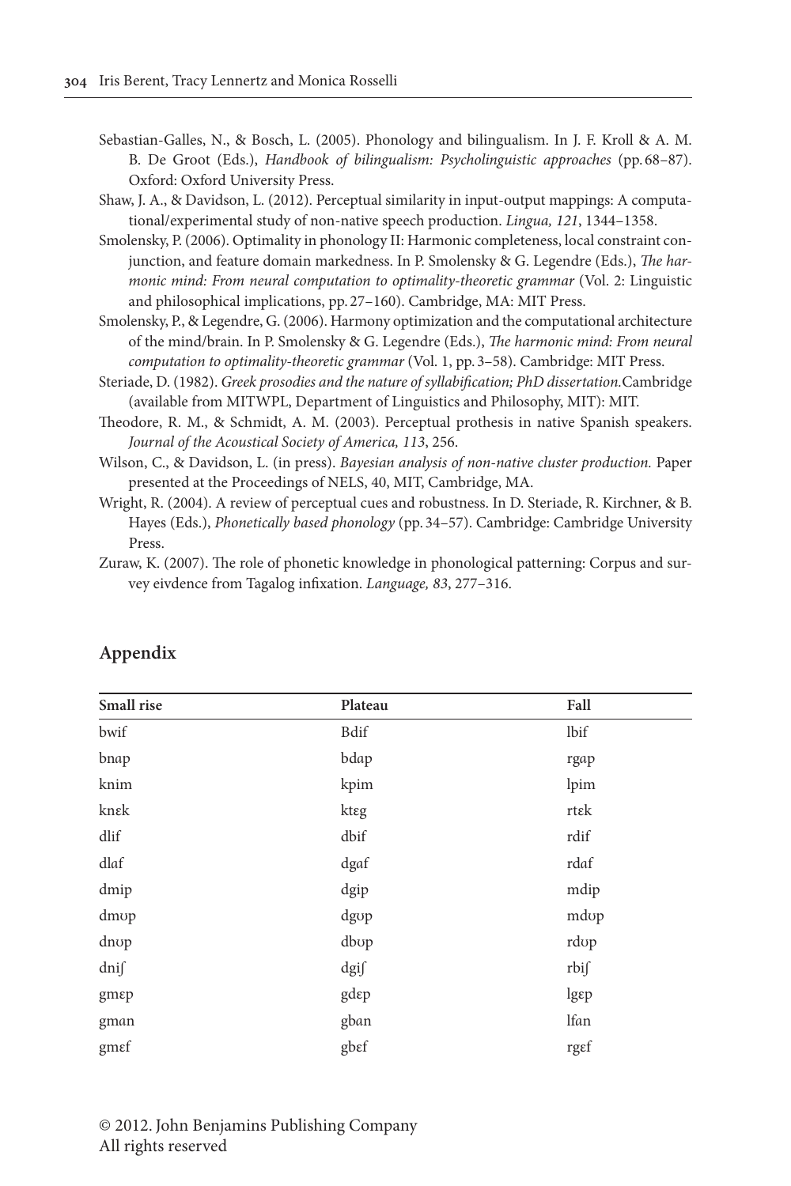Sebastian-Galles, N., & Bosch, L. (2005). Phonology and bilingualism. In J. F. Kroll & A. M. B. De Groot (Eds.), *Handbook of bilingualism: Psycholinguistic approaches* (pp. 68–87). Oxford: Oxford University Press.

Shaw, J. A., & Davidson, L. (2012). Perceptual similarity in input-output mappings: A computational/experimental study of non-native speech production. *Lingua, 121*, 1344–1358.

Smolensky, P. (2006). Optimality in phonology II: Harmonic completeness, local constraint conjunction, and feature domain markedness. In P. Smolensky & G. Legendre (Eds.), *The harmonic mind: From neural computation to optimality-theoretic grammar* (Vol. 2: Linguistic and philosophical implications, pp. 27–160). Cambridge, MA: MIT Press.

Smolensky, P., & Legendre, G. (2006). Harmony optimization and the computational architecture of the mind/brain. In P. Smolensky & G. Legendre (Eds.), *The harmonic mind: From neural computation to optimality-theoretic grammar* (Vol. 1, pp. 3–58). Cambridge: MIT Press.

Steriade, D. (1982). *Greek prosodies and the nature of syllabification; PhD dissertation.* Cambridge (available from MITWPL, Department of Linguistics and Philosophy, MIT): MIT.

Theodore, R. M., & Schmidt, A. M. (2003). Perceptual prothesis in native Spanish speakers. *Journal of the Acoustical Society of America, 113*, 256.

Wilson, C., & Davidson, L. (in press). *Bayesian analysis of non-native cluster production.* Paper presented at the Proceedings of NELS, 40, MIT, Cambridge, MA.

Wright, R. (2004). A review of perceptual cues and robustness. In D. Steriade, R. Kirchner, & B. Hayes (Eds.), *Phonetically based phonology* (pp. 34–57). Cambridge: Cambridge University Press.

Zuraw, K. (2007). The role of phonetic knowledge in phonological patterning: Corpus and survey eivdence from Tagalog infixation. *Language, 83*, 277–316.

## Appendix

| Small rise | Plateau | Fall |
|---|---|---|
| bwif | Bdif | lbif |
| bnɑp | bdɑp | rgɑp |
| knim | kpim | lpim |
| knɛk | ktɛg | rtɛk |
| dlif | dbif | rdif |
| dlɑf | dgɑf | rdɑf |
| dmip | dgip | mdip |
| dmʊp | dgʊp | mdʊp |
| dnʊp | dbʊp | rdʊp |
| dniʃ | dgiʃ | rbiʃ |
| gmɛp | gdɛp | lgɛp |
| gmɑn | gbɑn | lfɑn |
| gmɛf | gbɛf | rgɛf |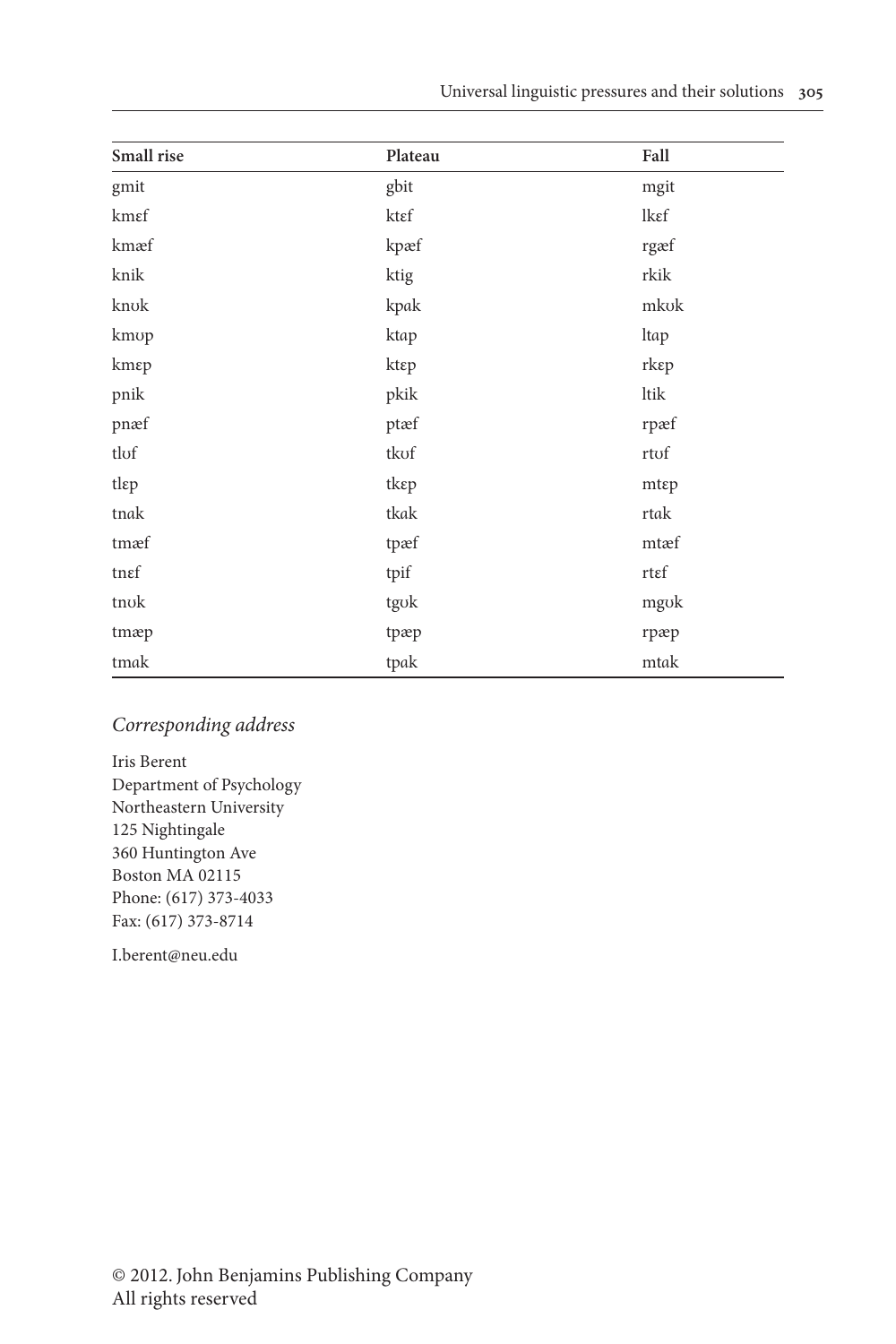| Small rise | Plateau | Fall |
|---|---|---|
| gmit | gbit | mgit |
| kmɛf | ktɛf | lkɛf |
| kmæf | kpæf | rgæf |
| knik | ktig | rkik |
| knʊk | kpɑk | mkʊk |
| kmʊp | ktɑp | ltɑp |
| kmɛp | ktɛp | rkɛp |
| pnik | pkik | ltik |
| pnæf | ptæf | rpæf |
| tlʊf | tkʊf | rtʊf |
| tlɛp | tkɛp | mtɛp |
| tnɑk | tkɑk | rtɑk |
| tmæf | tpæf | mtæf |
| tnɛf | tpif | rtɛf |
| tnʊk | tgʊk | mgʊk |
| tmæp | tpæp | rpæp |
| tmɑk | tpɑk | mtɑk |

*Corresponding address*

Iris Berent
Department of Psychology
Northeastern University
125 Nightingale
360 Huntington Ave
Boston MA 02115
Phone: (617) 373-4033
Fax: (617) 373-8714

I.berent@neu.edu

© 2012. John Benjamins Publishing Company
All rights reserved